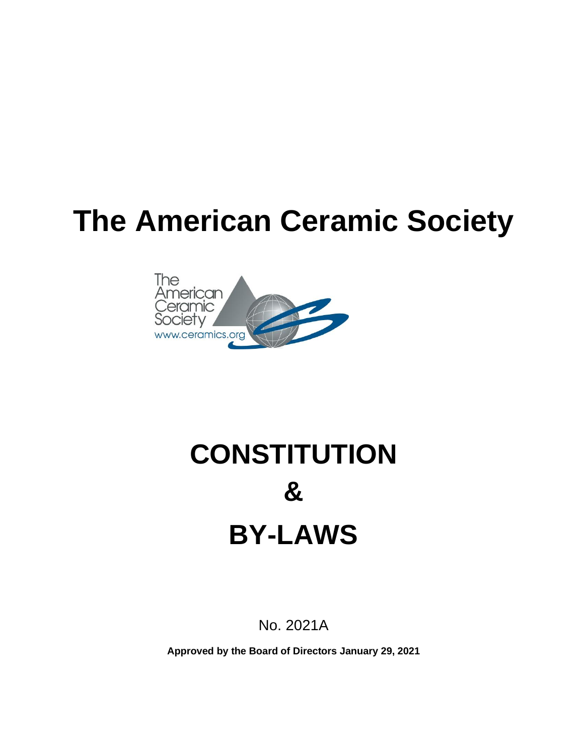# The American Ceramic Society

# CONSTITUTION

# &

# BY-LAWS

No. 2021A

**Approved by the Board of Directors January 29, 2021**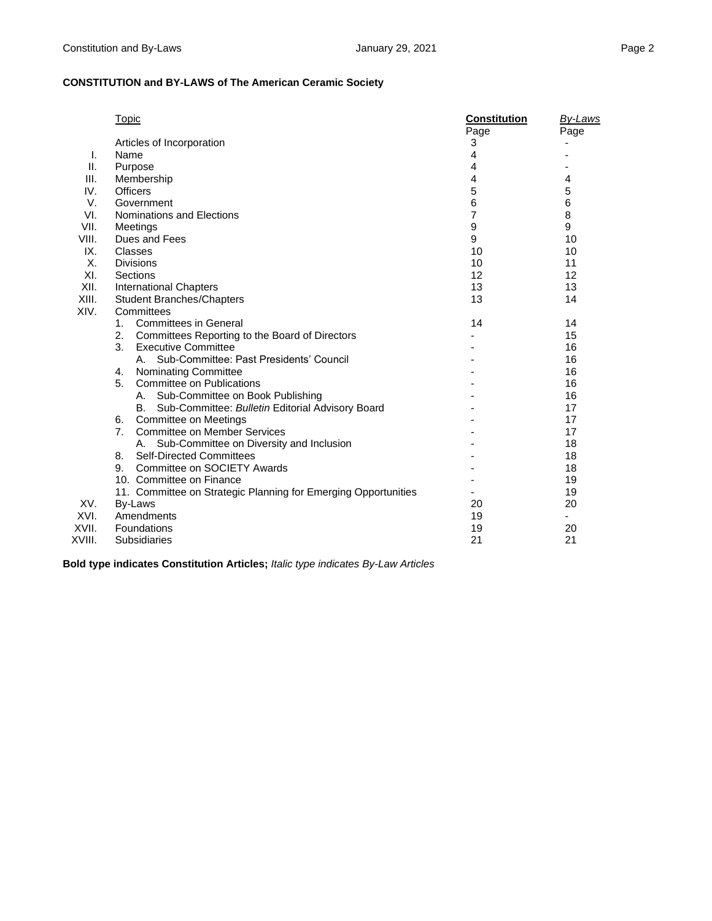**CONSTITUTION and BY-LAWS of The American Ceramic Society**

| | Topic | **Constitution** Page | *By-Laws* Page |
|---|---|---|---|
| | Articles of Incorporation | 3 | - |
| I. | Name | 4 | - |
| II. | Purpose | 4 | - |
| III. | Membership | 4 | 4 |
| IV. | Officers | 5 | 5 |
| V. | Government | 6 | 6 |
| VI. | Nominations and Elections | 7 | 8 |
| VII. | Meetings | 9 | 9 |
| VIII. | Dues and Fees | 9 | 10 |
| IX. | Classes | 10 | 10 |
| X. | Divisions | 10 | 11 |
| XI. | Sections | 12 | 12 |
| XII. | International Chapters | 13 | 13 |
| XIII. | Student Branches/Chapters | 13 | 14 |
| XIV. | Committees | | |
| | 1. Committees in General | 14 | 14 |
| | 2. Committees Reporting to the Board of Directors | - | 15 |
| | 3. Executive Committee | - | 16 |
| | A. Sub-Committee: Past Presidents' Council | - | 16 |
| | 4. Nominating Committee | - | 16 |
| | 5. Committee on Publications | - | 16 |
| | A. Sub-Committee on Book Publishing | - | 16 |
| | B. Sub-Committee: *Bulletin* Editorial Advisory Board | - | 17 |
| | 6. Committee on Meetings | - | 17 |
| | 7. Committee on Member Services | - | 17 |
| | A. Sub-Committee on Diversity and Inclusion | - | 18 |
| | 8. Self-Directed Committees | - | 18 |
| | 9. Committee on SOCIETY Awards | - | 18 |
| | 10. Committee on Finance | - | 19 |
| | 11. Committee on Strategic Planning for Emerging Opportunities | - | 19 |
| XV. | By-Laws | 20 | 20 |
| XVI. | Amendments | 19 | - |
| XVII. | Foundations | 19 | 20 |
| XVIII. | Subsidiaries | 21 | 21 |

**Bold type indicates Constitution Articles;** *Italic type indicates By-Law Articles*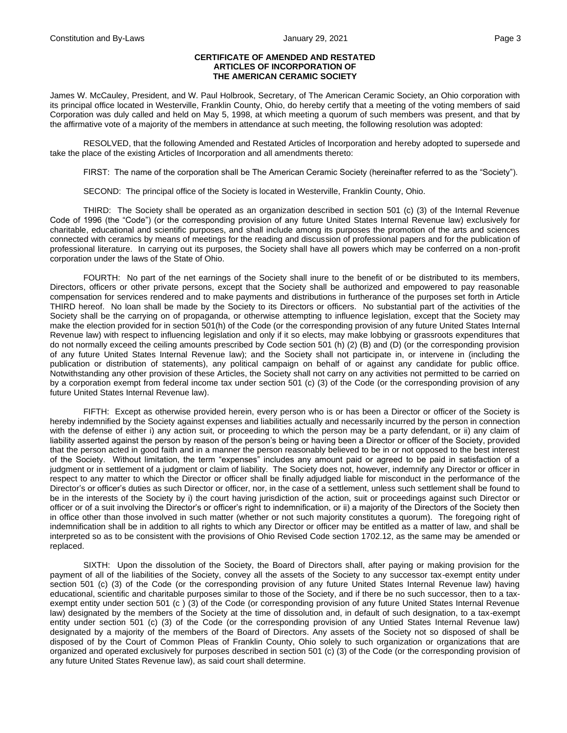**CERTIFICATE OF AMENDED AND RESTATED ARTICLES OF INCORPORATION OF THE AMERICAN CERAMIC SOCIETY**

James W. McCauley, President, and W. Paul Holbrook, Secretary, of The American Ceramic Society, an Ohio corporation with its principal office located in Westerville, Franklin County, Ohio, do hereby certify that a meeting of the voting members of said Corporation was duly called and held on May 5, 1998, at which meeting a quorum of such members was present, and that by the affirmative vote of a majority of the members in attendance at such meeting, the following resolution was adopted:

RESOLVED, that the following Amended and Restated Articles of Incorporation and hereby adopted to supersede and take the place of the existing Articles of Incorporation and all amendments thereto:

FIRST: The name of the corporation shall be The American Ceramic Society (hereinafter referred to as the "Society").

SECOND: The principal office of the Society is located in Westerville, Franklin County, Ohio.

THIRD: The Society shall be operated as an organization described in section 501 (c) (3) of the Internal Revenue Code of 1996 (the "Code") (or the corresponding provision of any future United States Internal Revenue law) exclusively for charitable, educational and scientific purposes, and shall include among its purposes the promotion of the arts and sciences connected with ceramics by means of meetings for the reading and discussion of professional papers and for the publication of professional literature. In carrying out its purposes, the Society shall have all powers which may be conferred on a non-profit corporation under the laws of the State of Ohio.

FOURTH: No part of the net earnings of the Society shall inure to the benefit of or be distributed to its members, Directors, officers or other private persons, except that the Society shall be authorized and empowered to pay reasonable compensation for services rendered and to make payments and distributions in furtherance of the purposes set forth in Article THIRD hereof. No loan shall be made by the Society to its Directors or officers. No substantial part of the activities of the Society shall be the carrying on of propaganda, or otherwise attempting to influence legislation, except that the Society may make the election provided for in section 501(h) of the Code (or the corresponding provision of any future United States Internal Revenue law) with respect to influencing legislation and only if it so elects, may make lobbying or grassroots expenditures that do not normally exceed the ceiling amounts prescribed by Code section 501 (h) (2) (B) and (D) (or the corresponding provision of any future United States Internal Revenue law); and the Society shall not participate in, or intervene in (including the publication or distribution of statements), any political campaign on behalf of or against any candidate for public office. Notwithstanding any other provision of these Articles, the Society shall not carry on any activities not permitted to be carried on by a corporation exempt from federal income tax under section 501 (c) (3) of the Code (or the corresponding provision of any future United States Internal Revenue law).

FIFTH: Except as otherwise provided herein, every person who is or has been a Director or officer of the Society is hereby indemnified by the Society against expenses and liabilities actually and necessarily incurred by the person in connection with the defense of either i) any action suit, or proceeding to which the person may be a party defendant, or ii) any claim of liability asserted against the person by reason of the person's being or having been a Director or officer of the Society, provided that the person acted in good faith and in a manner the person reasonably believed to be in or not opposed to the best interest of the Society. Without limitation, the term "expenses" includes any amount paid or agreed to be paid in satisfaction of a judgment or in settlement of a judgment or claim of liability. The Society does not, however, indemnify any Director or officer in respect to any matter to which the Director or officer shall be finally adjudged liable for misconduct in the performance of the Director's or officer's duties as such Director or officer, nor, in the case of a settlement, unless such settlement shall be found to be in the interests of the Society by i) the court having jurisdiction of the action, suit or proceedings against such Director or officer or of a suit involving the Director's or officer's right to indemnification, or ii) a majority of the Directors of the Society then in office other than those involved in such matter (whether or not such majority constitutes a quorum). The foregoing right of indemnification shall be in addition to all rights to which any Director or officer may be entitled as a matter of law, and shall be interpreted so as to be consistent with the provisions of Ohio Revised Code section 1702.12, as the same may be amended or replaced.

SIXTH: Upon the dissolution of the Society, the Board of Directors shall, after paying or making provision for the payment of all of the liabilities of the Society, convey all the assets of the Society to any successor tax-exempt entity under section 501 (c) (3) of the Code (or the corresponding provision of any future United States Internal Revenue law) having educational, scientific and charitable purposes similar to those of the Society, and if there be no such successor, then to a tax-exempt entity under section 501 (c ) (3) of the Code (or corresponding provision of any future United States Internal Revenue law) designated by the members of the Society at the time of dissolution and, in default of such designation, to a tax-exempt entity under section 501 (c) (3) of the Code (or the corresponding provision of any Untied States Internal Revenue law) designated by a majority of the members of the Board of Directors. Any assets of the Society not so disposed of shall be disposed of by the Court of Common Pleas of Franklin County, Ohio solely to such organization or organizations that are organized and operated exclusively for purposes described in section 501 (c) (3) of the Code (or the corresponding provision of any future United States Revenue law), as said court shall determine.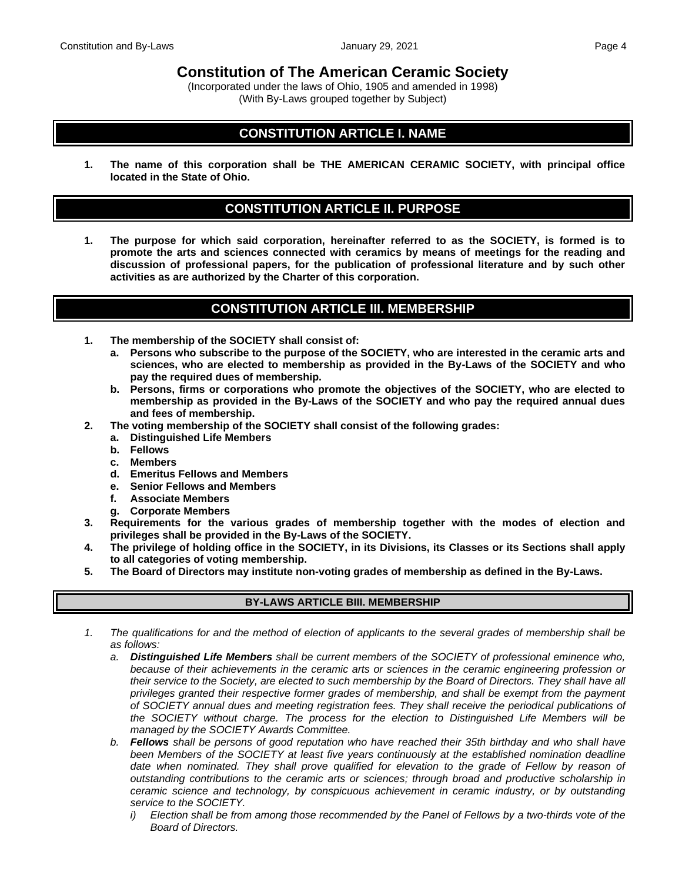# Constitution of The American Ceramic Society

(Incorporated under the laws of Ohio, 1905 and amended in 1998)
(With By-Laws grouped together by Subject)

## CONSTITUTION ARTICLE I. NAME

1. **The name of this corporation shall be THE AMERICAN CERAMIC SOCIETY, with principal office located in the State of Ohio.**

## CONSTITUTION ARTICLE II. PURPOSE

1. **The purpose for which said corporation, hereinafter referred to as the SOCIETY, is formed is to promote the arts and sciences connected with ceramics by means of meetings for the reading and discussion of professional papers, for the publication of professional literature and by such other activities as are authorized by the Charter of this corporation.**

## CONSTITUTION ARTICLE III. MEMBERSHIP

1. **The membership of the SOCIETY shall consist of:**
   a. **Persons who subscribe to the purpose of the SOCIETY, who are interested in the ceramic arts and sciences, who are elected to membership as provided in the By-Laws of the SOCIETY and who pay the required dues of membership.**
   b. **Persons, firms or corporations who promote the objectives of the SOCIETY, who are elected to membership as provided in the By-Laws of the SOCIETY and who pay the required annual dues and fees of membership.**
2. **The voting membership of the SOCIETY shall consist of the following grades:**
   a. **Distinguished Life Members**
   b. **Fellows**
   c. **Members**
   d. **Emeritus Fellows and Members**
   e. **Senior Fellows and Members**
   f. **Associate Members**
   g. **Corporate Members**
3. **Requirements for the various grades of membership together with the modes of election and privileges shall be provided in the By-Laws of the SOCIETY.**
4. **The privilege of holding office in the SOCIETY, in its Divisions, its Classes or its Sections shall apply to all categories of voting membership.**
5. **The Board of Directors may institute non-voting grades of membership as defined in the By-Laws.**

### BY-LAWS ARTICLE BIII. MEMBERSHIP

1. *The qualifications for and the method of election of applicants to the several grades of membership shall be as follows:*
   a. ***Distinguished Life Members** shall be current members of the SOCIETY of professional eminence who, because of their achievements in the ceramic arts or sciences in the ceramic engineering profession or their service to the Society, are elected to such membership by the Board of Directors. They shall have all privileges granted their respective former grades of membership, and shall be exempt from the payment of SOCIETY annual dues and meeting registration fees. They shall receive the periodical publications of the SOCIETY without charge. The process for the election to Distinguished Life Members will be managed by the SOCIETY Awards Committee.*
   b. ***Fellows** shall be persons of good reputation who have reached their 35th birthday and who shall have been Members of the SOCIETY at least five years continuously at the established nomination deadline date when nominated. They shall prove qualified for elevation to the grade of Fellow by reason of outstanding contributions to the ceramic arts or sciences; through broad and productive scholarship in ceramic science and technology, by conspicuous achievement in ceramic industry, or by outstanding service to the SOCIETY.*
      i) *Election shall be from among those recommended by the Panel of Fellows by a two-thirds vote of the Board of Directors.*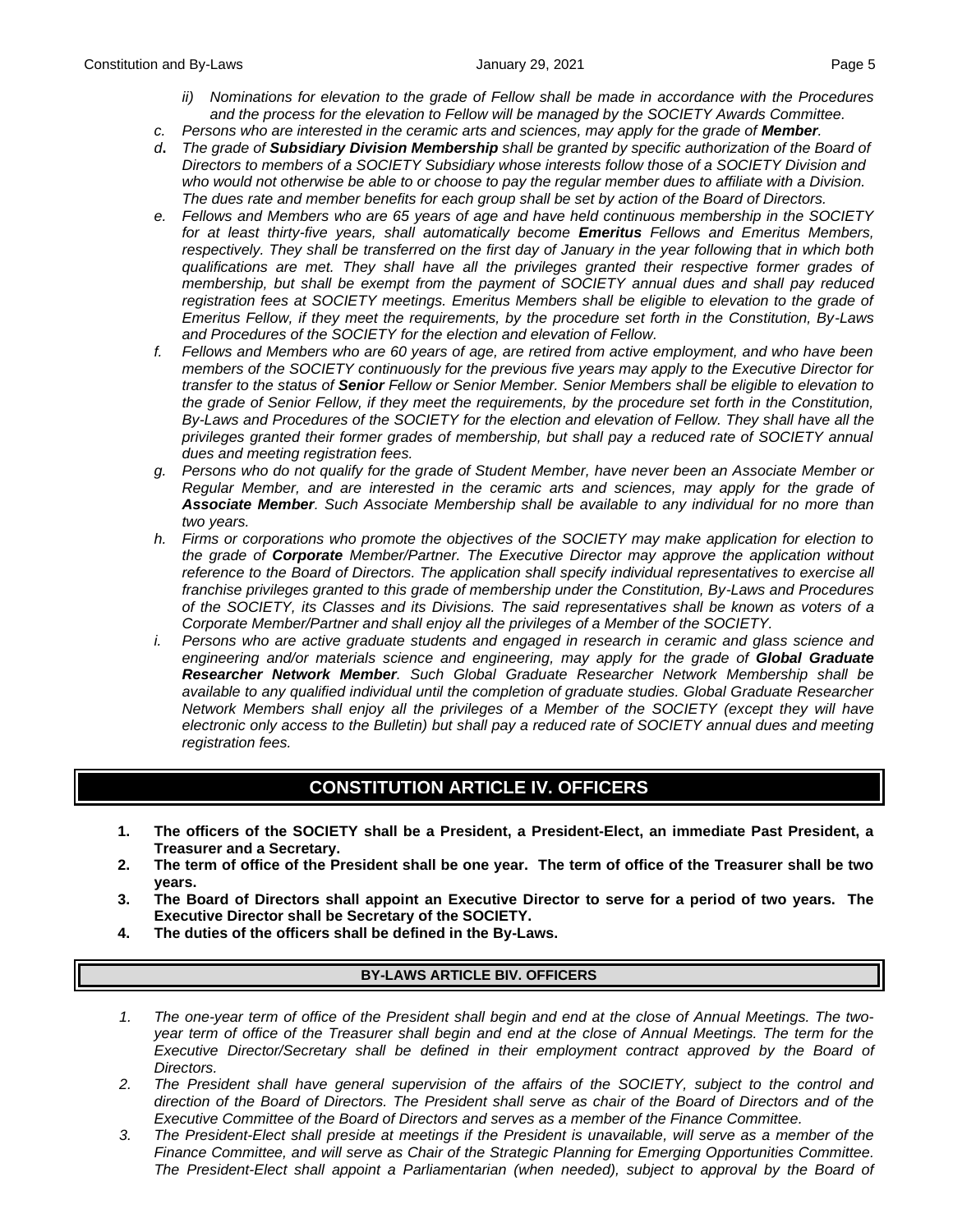- *ii) Nominations for elevation to the grade of Fellow shall be made in accordance with the Procedures and the process for the elevation to Fellow will be managed by the SOCIETY Awards Committee.*

c. *Persons who are interested in the ceramic arts and sciences, may apply for the grade of* ***Member****.*

d. *The grade of* ***Subsidiary Division Membership*** *shall be granted by specific authorization of the Board of Directors to members of a SOCIETY Subsidiary whose interests follow those of a SOCIETY Division and who would not otherwise be able to or choose to pay the regular member dues to affiliate with a Division. The dues rate and member benefits for each group shall be set by action of the Board of Directors.*

e. *Fellows and Members who are 65 years of age and have held continuous membership in the SOCIETY for at least thirty-five years, shall automatically become* ***Emeritus*** *Fellows and Emeritus Members, respectively. They shall be transferred on the first day of January in the year following that in which both qualifications are met. They shall have all the privileges granted their respective former grades of membership, but shall be exempt from the payment of SOCIETY annual dues and shall pay reduced registration fees at SOCIETY meetings. Emeritus Members shall be eligible to elevation to the grade of Emeritus Fellow, if they meet the requirements, by the procedure set forth in the Constitution, By-Laws and Procedures of the SOCIETY for the election and elevation of Fellow.*

f. *Fellows and Members who are 60 years of age, are retired from active employment, and who have been members of the SOCIETY continuously for the previous five years may apply to the Executive Director for transfer to the status of* ***Senior*** *Fellow or Senior Member. Senior Members shall be eligible to elevation to the grade of Senior Fellow, if they meet the requirements, by the procedure set forth in the Constitution, By-Laws and Procedures of the SOCIETY for the election and elevation of Fellow. They shall have all the privileges granted their former grades of membership, but shall pay a reduced rate of SOCIETY annual dues and meeting registration fees.*

g. *Persons who do not qualify for the grade of Student Member, have never been an Associate Member or Regular Member, and are interested in the ceramic arts and sciences, may apply for the grade of* ***Associate Member****. Such Associate Membership shall be available to any individual for no more than two years.*

h. *Firms or corporations who promote the objectives of the SOCIETY may make application for election to the grade of* ***Corporate*** *Member/Partner. The Executive Director may approve the application without reference to the Board of Directors. The application shall specify individual representatives to exercise all franchise privileges granted to this grade of membership under the Constitution, By-Laws and Procedures of the SOCIETY, its Classes and its Divisions. The said representatives shall be known as voters of a Corporate Member/Partner and shall enjoy all the privileges of a Member of the SOCIETY.*

i. *Persons who are active graduate students and engaged in research in ceramic and glass science and engineering and/or materials science and engineering, may apply for the grade of* ***Global Graduate Researcher Network Member****. Such Global Graduate Researcher Network Membership shall be available to any qualified individual until the completion of graduate studies. Global Graduate Researcher Network Members shall enjoy all the privileges of a Member of the SOCIETY (except they will have electronic only access to the Bulletin) but shall pay a reduced rate of SOCIETY annual dues and meeting registration fees.*

# CONSTITUTION ARTICLE IV. OFFICERS

1. **The officers of the SOCIETY shall be a President, a President-Elect, an immediate Past President, a Treasurer and a Secretary.**
2. **The term of office of the President shall be one year. The term of office of the Treasurer shall be two years.**
3. **The Board of Directors shall appoint an Executive Director to serve for a period of two years. The Executive Director shall be Secretary of the SOCIETY.**
4. **The duties of the officers shall be defined in the By-Laws.**

## BY-LAWS ARTICLE BIV. OFFICERS

1. *The one-year term of office of the President shall begin and end at the close of Annual Meetings. The two-year term of office of the Treasurer shall begin and end at the close of Annual Meetings. The term for the Executive Director/Secretary shall be defined in their employment contract approved by the Board of Directors.*
2. *The President shall have general supervision of the affairs of the SOCIETY, subject to the control and direction of the Board of Directors. The President shall serve as chair of the Board of Directors and of the Executive Committee of the Board of Directors and serves as a member of the Finance Committee.*
3. *The President-Elect shall preside at meetings if the President is unavailable, will serve as a member of the Finance Committee, and will serve as Chair of the Strategic Planning for Emerging Opportunities Committee. The President-Elect shall appoint a Parliamentarian (when needed), subject to approval by the Board of*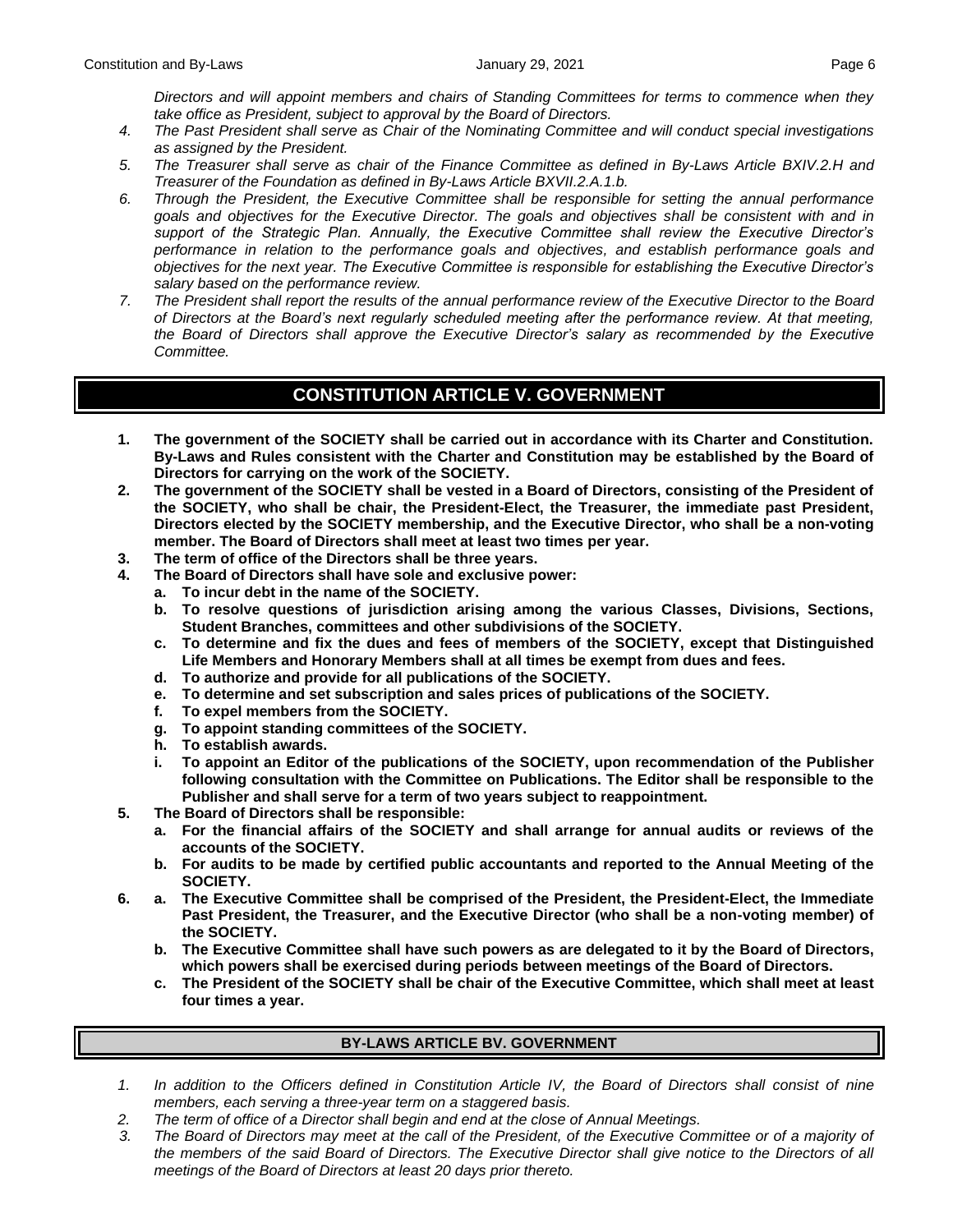*Directors and will appoint members and chairs of Standing Committees for terms to commence when they take office as President, subject to approval by the Board of Directors.*

4. *The Past President shall serve as Chair of the Nominating Committee and will conduct special investigations as assigned by the President.*
5. *The Treasurer shall serve as chair of the Finance Committee as defined in By-Laws Article BXIV.2.H and Treasurer of the Foundation as defined in By-Laws Article BXVII.2.A.1.b.*
6. *Through the President, the Executive Committee shall be responsible for setting the annual performance goals and objectives for the Executive Director. The goals and objectives shall be consistent with and in support of the Strategic Plan. Annually, the Executive Committee shall review the Executive Director's performance in relation to the performance goals and objectives, and establish performance goals and objectives for the next year. The Executive Committee is responsible for establishing the Executive Director's salary based on the performance review.*
7. *The President shall report the results of the annual performance review of the Executive Director to the Board of Directors at the Board's next regularly scheduled meeting after the performance review. At that meeting, the Board of Directors shall approve the Executive Director's salary as recommended by the Executive Committee.*

## CONSTITUTION ARTICLE V. GOVERNMENT

1. **The government of the SOCIETY shall be carried out in accordance with its Charter and Constitution. By-Laws and Rules consistent with the Charter and Constitution may be established by the Board of Directors for carrying on the work of the SOCIETY.**
2. **The government of the SOCIETY shall be vested in a Board of Directors, consisting of the President of the SOCIETY, who shall be chair, the President-Elect, the Treasurer, the immediate past President, Directors elected by the SOCIETY membership, and the Executive Director, who shall be a non-voting member. The Board of Directors shall meet at least two times per year.**
3. **The term of office of the Directors shall be three years.**
4. **The Board of Directors shall have sole and exclusive power:**
   - **a. To incur debt in the name of the SOCIETY.**
   - **b. To resolve questions of jurisdiction arising among the various Classes, Divisions, Sections, Student Branches, committees and other subdivisions of the SOCIETY.**
   - **c. To determine and fix the dues and fees of members of the SOCIETY, except that Distinguished Life Members and Honorary Members shall at all times be exempt from dues and fees.**
   - **d. To authorize and provide for all publications of the SOCIETY.**
   - **e. To determine and set subscription and sales prices of publications of the SOCIETY.**
   - **f. To expel members from the SOCIETY.**
   - **g. To appoint standing committees of the SOCIETY.**
   - **h. To establish awards.**
   - **i. To appoint an Editor of the publications of the SOCIETY, upon recommendation of the Publisher following consultation with the Committee on Publications. The Editor shall be responsible to the Publisher and shall serve for a term of two years subject to reappointment.**
5. **The Board of Directors shall be responsible:**
   - **a. For the financial affairs of the SOCIETY and shall arrange for annual audits or reviews of the accounts of the SOCIETY.**
   - **b. For audits to be made by certified public accountants and reported to the Annual Meeting of the SOCIETY.**
6. - **a. The Executive Committee shall be comprised of the President, the President-Elect, the Immediate Past President, the Treasurer, and the Executive Director (who shall be a non-voting member) of the SOCIETY.**
   - **b. The Executive Committee shall have such powers as are delegated to it by the Board of Directors, which powers shall be exercised during periods between meetings of the Board of Directors.**
   - **c. The President of the SOCIETY shall be chair of the Executive Committee, which shall meet at least four times a year.**

### BY-LAWS ARTICLE BV. GOVERNMENT

1. *In addition to the Officers defined in Constitution Article IV, the Board of Directors shall consist of nine members, each serving a three-year term on a staggered basis.*
2. *The term of office of a Director shall begin and end at the close of Annual Meetings.*
3. *The Board of Directors may meet at the call of the President, of the Executive Committee or of a majority of the members of the said Board of Directors. The Executive Director shall give notice to the Directors of all meetings of the Board of Directors at least 20 days prior thereto.*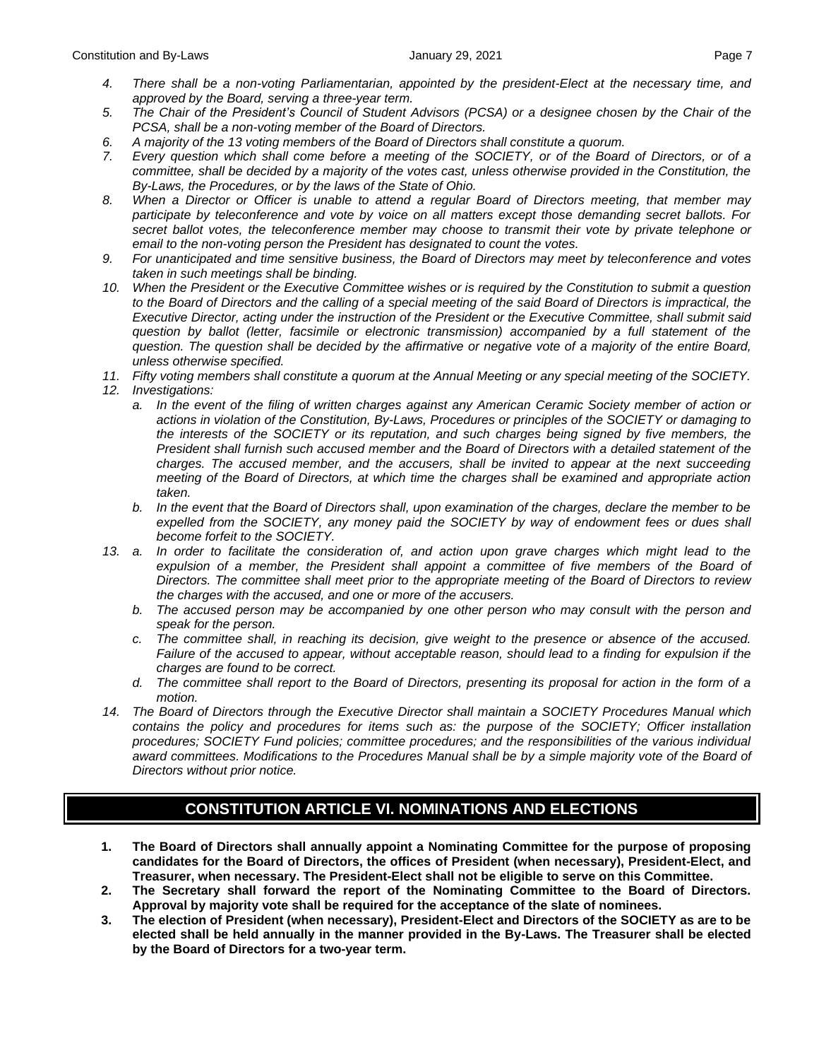4. *There shall be a non-voting Parliamentarian, appointed by the president-Elect at the necessary time, and approved by the Board, serving a three-year term.*
5. *The Chair of the President's Council of Student Advisors (PCSA) or a designee chosen by the Chair of the PCSA, shall be a non-voting member of the Board of Directors.*
6. *A majority of the 13 voting members of the Board of Directors shall constitute a quorum.*
7. *Every question which shall come before a meeting of the SOCIETY, or of the Board of Directors, or of a committee, shall be decided by a majority of the votes cast, unless otherwise provided in the Constitution, the By-Laws, the Procedures, or by the laws of the State of Ohio.*
8. *When a Director or Officer is unable to attend a regular Board of Directors meeting, that member may participate by teleconference and vote by voice on all matters except those demanding secret ballots. For secret ballot votes, the teleconference member may choose to transmit their vote by private telephone or email to the non-voting person the President has designated to count the votes.*
9. *For unanticipated and time sensitive business, the Board of Directors may meet by teleconference and votes taken in such meetings shall be binding.*
10. *When the President or the Executive Committee wishes or is required by the Constitution to submit a question to the Board of Directors and the calling of a special meeting of the said Board of Directors is impractical, the Executive Director, acting under the instruction of the President or the Executive Committee, shall submit said question by ballot (letter, facsimile or electronic transmission) accompanied by a full statement of the question. The question shall be decided by the affirmative or negative vote of a majority of the entire Board, unless otherwise specified.*
11. *Fifty voting members shall constitute a quorum at the Annual Meeting or any special meeting of the SOCIETY.*
12. *Investigations:*
    a. *In the event of the filing of written charges against any American Ceramic Society member of action or actions in violation of the Constitution, By-Laws, Procedures or principles of the SOCIETY or damaging to the interests of the SOCIETY or its reputation, and such charges being signed by five members, the President shall furnish such accused member and the Board of Directors with a detailed statement of the charges. The accused member, and the accusers, shall be invited to appear at the next succeeding meeting of the Board of Directors, at which time the charges shall be examined and appropriate action taken.*
    b. *In the event that the Board of Directors shall, upon examination of the charges, declare the member to be expelled from the SOCIETY, any money paid the SOCIETY by way of endowment fees or dues shall become forfeit to the SOCIETY.*
13. a. *In order to facilitate the consideration of, and action upon grave charges which might lead to the expulsion of a member, the President shall appoint a committee of five members of the Board of Directors. The committee shall meet prior to the appropriate meeting of the Board of Directors to review the charges with the accused, and one or more of the accusers.*
    b. *The accused person may be accompanied by one other person who may consult with the person and speak for the person.*
    c. *The committee shall, in reaching its decision, give weight to the presence or absence of the accused. Failure of the accused to appear, without acceptable reason, should lead to a finding for expulsion if the charges are found to be correct.*
    d. *The committee shall report to the Board of Directors, presenting its proposal for action in the form of a motion.*
14. *The Board of Directors through the Executive Director shall maintain a SOCIETY Procedures Manual which contains the policy and procedures for items such as: the purpose of the SOCIETY; Officer installation procedures; SOCIETY Fund policies; committee procedures; and the responsibilities of the various individual award committees. Modifications to the Procedures Manual shall be by a simple majority vote of the Board of Directors without prior notice.*

## CONSTITUTION ARTICLE VI. NOMINATIONS AND ELECTIONS

1. **The Board of Directors shall annually appoint a Nominating Committee for the purpose of proposing candidates for the Board of Directors, the offices of President (when necessary), President-Elect, and Treasurer, when necessary. The President-Elect shall not be eligible to serve on this Committee.**
2. **The Secretary shall forward the report of the Nominating Committee to the Board of Directors. Approval by majority vote shall be required for the acceptance of the slate of nominees.**
3. **The election of President (when necessary), President-Elect and Directors of the SOCIETY as are to be elected shall be held annually in the manner provided in the By-Laws. The Treasurer shall be elected by the Board of Directors for a two-year term.**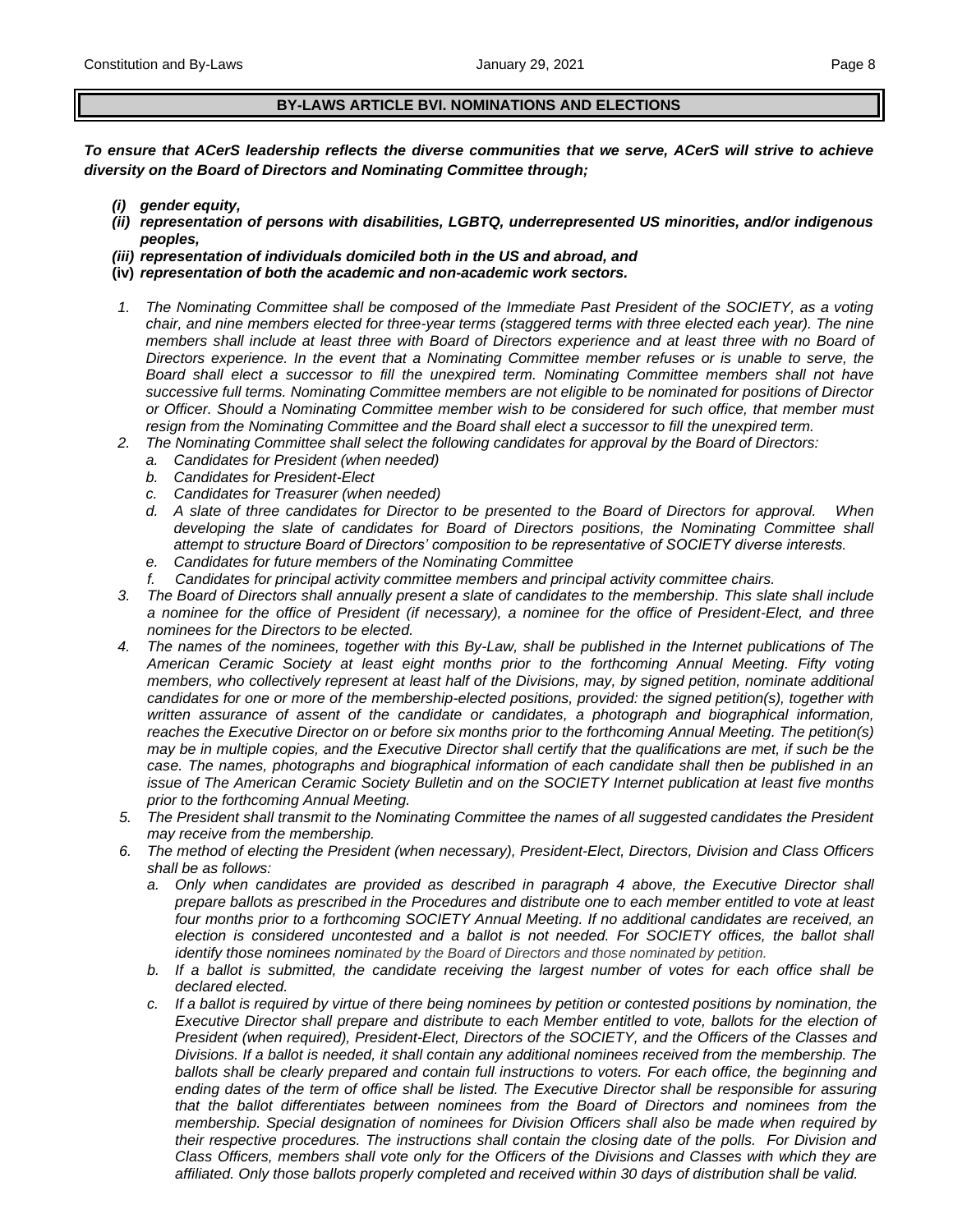## BY-LAWS ARTICLE BVI. NOMINATIONS AND ELECTIONS

***To ensure that ACerS leadership reflects the diverse communities that we serve, ACerS will strive to achieve diversity on the Board of Directors and Nominating Committee through;***

- ***(i) gender equity,***
- ***(ii) representation of persons with disabilities, LGBTQ, underrepresented US minorities, and/or indigenous peoples,***
- ***(iii) representation of individuals domiciled both in the US and abroad, and***
- ***(iv) representation of both the academic and non-academic work sectors.***

1. *The Nominating Committee shall be composed of the Immediate Past President of the SOCIETY, as a voting chair, and nine members elected for three-year terms (staggered terms with three elected each year). The nine members shall include at least three with Board of Directors experience and at least three with no Board of Directors experience. In the event that a Nominating Committee member refuses or is unable to serve, the Board shall elect a successor to fill the unexpired term. Nominating Committee members shall not have successive full terms. Nominating Committee members are not eligible to be nominated for positions of Director or Officer. Should a Nominating Committee member wish to be considered for such office, that member must resign from the Nominating Committee and the Board shall elect a successor to fill the unexpired term.*
2. *The Nominating Committee shall select the following candidates for approval by the Board of Directors:*
   - a. *Candidates for President (when needed)*
   - b. *Candidates for President-Elect*
   - c. *Candidates for Treasurer (when needed)*
   - d. *A slate of three candidates for Director to be presented to the Board of Directors for approval. When developing the slate of candidates for Board of Directors positions, the Nominating Committee shall attempt to structure Board of Directors' composition to be representative of SOCIETY diverse interests.*
   - e. *Candidates for future members of the Nominating Committee*
   - f. *Candidates for principal activity committee members and principal activity committee chairs.*
3. *The Board of Directors shall annually present a slate of candidates to the membership. This slate shall include a nominee for the office of President (if necessary), a nominee for the office of President-Elect, and three nominees for the Directors to be elected.*
4. *The names of the nominees, together with this By-Law, shall be published in the Internet publications of The American Ceramic Society at least eight months prior to the forthcoming Annual Meeting. Fifty voting members, who collectively represent at least half of the Divisions, may, by signed petition, nominate additional candidates for one or more of the membership-elected positions, provided: the signed petition(s), together with written assurance of assent of the candidate or candidates, a photograph and biographical information, reaches the Executive Director on or before six months prior to the forthcoming Annual Meeting. The petition(s) may be in multiple copies, and the Executive Director shall certify that the qualifications are met, if such be the case. The names, photographs and biographical information of each candidate shall then be published in an issue of The American Ceramic Society Bulletin and on the SOCIETY Internet publication at least five months prior to the forthcoming Annual Meeting.*
5. *The President shall transmit to the Nominating Committee the names of all suggested candidates the President may receive from the membership.*
6. *The method of electing the President (when necessary), President-Elect, Directors, Division and Class Officers shall be as follows:*
   - a. *Only when candidates are provided as described in paragraph 4 above, the Executive Director shall prepare ballots as prescribed in the Procedures and distribute one to each member entitled to vote at least four months prior to a forthcoming SOCIETY Annual Meeting. If no additional candidates are received, an election is considered uncontested and a ballot is not needed. For SOCIETY offices, the ballot shall identify those nominees nominated by the Board of Directors and those nominated by petition.*
   - b. *If a ballot is submitted, the candidate receiving the largest number of votes for each office shall be declared elected.*
   - c. *If a ballot is required by virtue of there being nominees by petition or contested positions by nomination, the Executive Director shall prepare and distribute to each Member entitled to vote, ballots for the election of President (when required), President-Elect, Directors of the SOCIETY, and the Officers of the Classes and Divisions. If a ballot is needed, it shall contain any additional nominees received from the membership. The ballots shall be clearly prepared and contain full instructions to voters. For each office, the beginning and ending dates of the term of office shall be listed. The Executive Director shall be responsible for assuring that the ballot differentiates between nominees from the Board of Directors and nominees from the membership. Special designation of nominees for Division Officers shall also be made when required by their respective procedures. The instructions shall contain the closing date of the polls. For Division and Class Officers, members shall vote only for the Officers of the Divisions and Classes with which they are affiliated. Only those ballots properly completed and received within 30 days of distribution shall be valid.*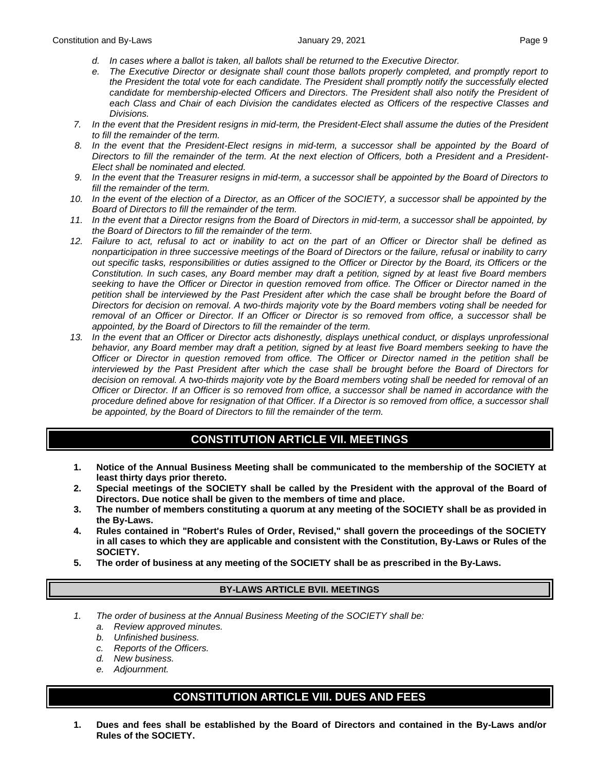*d. In cases where a ballot is taken, all ballots shall be returned to the Executive Director.*

*e. The Executive Director or designate shall count those ballots properly completed, and promptly report to the President the total vote for each candidate. The President shall promptly notify the successfully elected candidate for membership-elected Officers and Directors. The President shall also notify the President of each Class and Chair of each Division the candidates elected as Officers of the respective Classes and Divisions.*

7. *In the event that the President resigns in mid-term, the President-Elect shall assume the duties of the President to fill the remainder of the term.*
8. *In the event that the President-Elect resigns in mid-term, a successor shall be appointed by the Board of Directors to fill the remainder of the term. At the next election of Officers, both a President and a President-Elect shall be nominated and elected.*
9. *In the event that the Treasurer resigns in mid-term, a successor shall be appointed by the Board of Directors to fill the remainder of the term.*
10. *In the event of the election of a Director, as an Officer of the SOCIETY, a successor shall be appointed by the Board of Directors to fill the remainder of the term.*
11. *In the event that a Director resigns from the Board of Directors in mid-term, a successor shall be appointed, by the Board of Directors to fill the remainder of the term.*
12. *Failure to act, refusal to act or inability to act on the part of an Officer or Director shall be defined as nonparticipation in three successive meetings of the Board of Directors or the failure, refusal or inability to carry out specific tasks, responsibilities or duties assigned to the Officer or Director by the Board, its Officers or the Constitution. In such cases, any Board member may draft a petition, signed by at least five Board members seeking to have the Officer or Director in question removed from office. The Officer or Director named in the petition shall be interviewed by the Past President after which the case shall be brought before the Board of Directors for decision on removal. A two-thirds majority vote by the Board members voting shall be needed for removal of an Officer or Director. If an Officer or Director is so removed from office, a successor shall be appointed, by the Board of Directors to fill the remainder of the term.*
13. *In the event that an Officer or Director acts dishonestly, displays unethical conduct, or displays unprofessional behavior, any Board member may draft a petition, signed by at least five Board members seeking to have the Officer or Director in question removed from office. The Officer or Director named in the petition shall be interviewed by the Past President after which the case shall be brought before the Board of Directors for decision on removal. A two-thirds majority vote by the Board members voting shall be needed for removal of an Officer or Director. If an Officer is so removed from office, a successor shall be named in accordance with the procedure defined above for resignation of that Officer. If a Director is so removed from office, a successor shall be appointed, by the Board of Directors to fill the remainder of the term.*

## CONSTITUTION ARTICLE VII. MEETINGS

1. **Notice of the Annual Business Meeting shall be communicated to the membership of the SOCIETY at least thirty days prior thereto.**
2. **Special meetings of the SOCIETY shall be called by the President with the approval of the Board of Directors. Due notice shall be given to the members of time and place.**
3. **The number of members constituting a quorum at any meeting of the SOCIETY shall be as provided in the By-Laws.**
4. **Rules contained in "Robert's Rules of Order, Revised," shall govern the proceedings of the SOCIETY in all cases to which they are applicable and consistent with the Constitution, By-Laws or Rules of the SOCIETY.**
5. **The order of business at any meeting of the SOCIETY shall be as prescribed in the By-Laws.**

### BY-LAWS ARTICLE BVII. MEETINGS

1. *The order of business at the Annual Business Meeting of the SOCIETY shall be:*
   a. *Review approved minutes.*
   b. *Unfinished business.*
   c. *Reports of the Officers.*
   d. *New business.*
   e. *Adjournment.*

## CONSTITUTION ARTICLE VIII. DUES AND FEES

1. **Dues and fees shall be established by the Board of Directors and contained in the By-Laws and/or Rules of the SOCIETY.**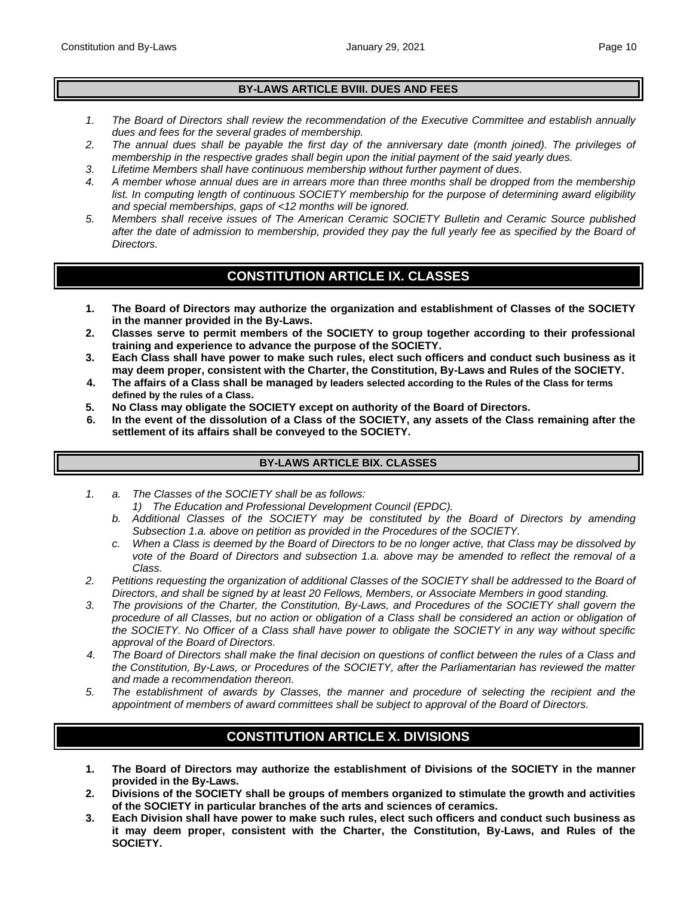## BY-LAWS ARTICLE BVIII. DUES AND FEES

1. *The Board of Directors shall review the recommendation of the Executive Committee and establish annually dues and fees for the several grades of membership.*
2. *The annual dues shall be payable the first day of the anniversary date (month joined). The privileges of membership in the respective grades shall begin upon the initial payment of the said yearly dues.*
3. *Lifetime Members shall have continuous membership without further payment of dues.*
4. *A member whose annual dues are in arrears more than three months shall be dropped from the membership list. In computing length of continuous SOCIETY membership for the purpose of determining award eligibility and special memberships, gaps of <12 months will be ignored.*
5. *Members shall receive issues of The American Ceramic SOCIETY Bulletin and Ceramic Source published after the date of admission to membership, provided they pay the full yearly fee as specified by the Board of Directors.*

# CONSTITUTION ARTICLE IX. CLASSES

1. **The Board of Directors may authorize the organization and establishment of Classes of the SOCIETY in the manner provided in the By-Laws.**
2. **Classes serve to permit members of the SOCIETY to group together according to their professional training and experience to advance the purpose of the SOCIETY.**
3. **Each Class shall have power to make such rules, elect such officers and conduct such business as it may deem proper, consistent with the Charter, the Constitution, By-Laws and Rules of the SOCIETY.**
4. **The affairs of a Class shall be managed by leaders selected according to the Rules of the Class for terms defined by the rules of a Class.**
5. **No Class may obligate the SOCIETY except on authority of the Board of Directors.**
6. **In the event of the dissolution of a Class of the SOCIETY, any assets of the Class remaining after the settlement of its affairs shall be conveyed to the SOCIETY.**

## BY-LAWS ARTICLE BIX. CLASSES

1. 
   a. *The Classes of the SOCIETY shall be as follows:*
      1) *The Education and Professional Development Council (EPDC).*

   b. *Additional Classes of the SOCIETY may be constituted by the Board of Directors by amending Subsection 1.a. above on petition as provided in the Procedures of the SOCIETY.*

   c. *When a Class is deemed by the Board of Directors to be no longer active, that Class may be dissolved by vote of the Board of Directors and subsection 1.a. above may be amended to reflect the removal of a Class.*
2. *Petitions requesting the organization of additional Classes of the SOCIETY shall be addressed to the Board of Directors, and shall be signed by at least 20 Fellows, Members, or Associate Members in good standing.*
3. *The provisions of the Charter, the Constitution, By-Laws, and Procedures of the SOCIETY shall govern the procedure of all Classes, but no action or obligation of a Class shall be considered an action or obligation of the SOCIETY. No Officer of a Class shall have power to obligate the SOCIETY in any way without specific approval of the Board of Directors.*
4. *The Board of Directors shall make the final decision on questions of conflict between the rules of a Class and the Constitution, By-Laws, or Procedures of the SOCIETY, after the Parliamentarian has reviewed the matter and made a recommendation thereon.*
5. *The establishment of awards by Classes, the manner and procedure of selecting the recipient and the appointment of members of award committees shall be subject to approval of the Board of Directors.*

# CONSTITUTION ARTICLE X. DIVISIONS

1. **The Board of Directors may authorize the establishment of Divisions of the SOCIETY in the manner provided in the By-Laws.**
2. **Divisions of the SOCIETY shall be groups of members organized to stimulate the growth and activities of the SOCIETY in particular branches of the arts and sciences of ceramics.**
3. **Each Division shall have power to make such rules, elect such officers and conduct such business as it may deem proper, consistent with the Charter, the Constitution, By-Laws, and Rules of the SOCIETY.**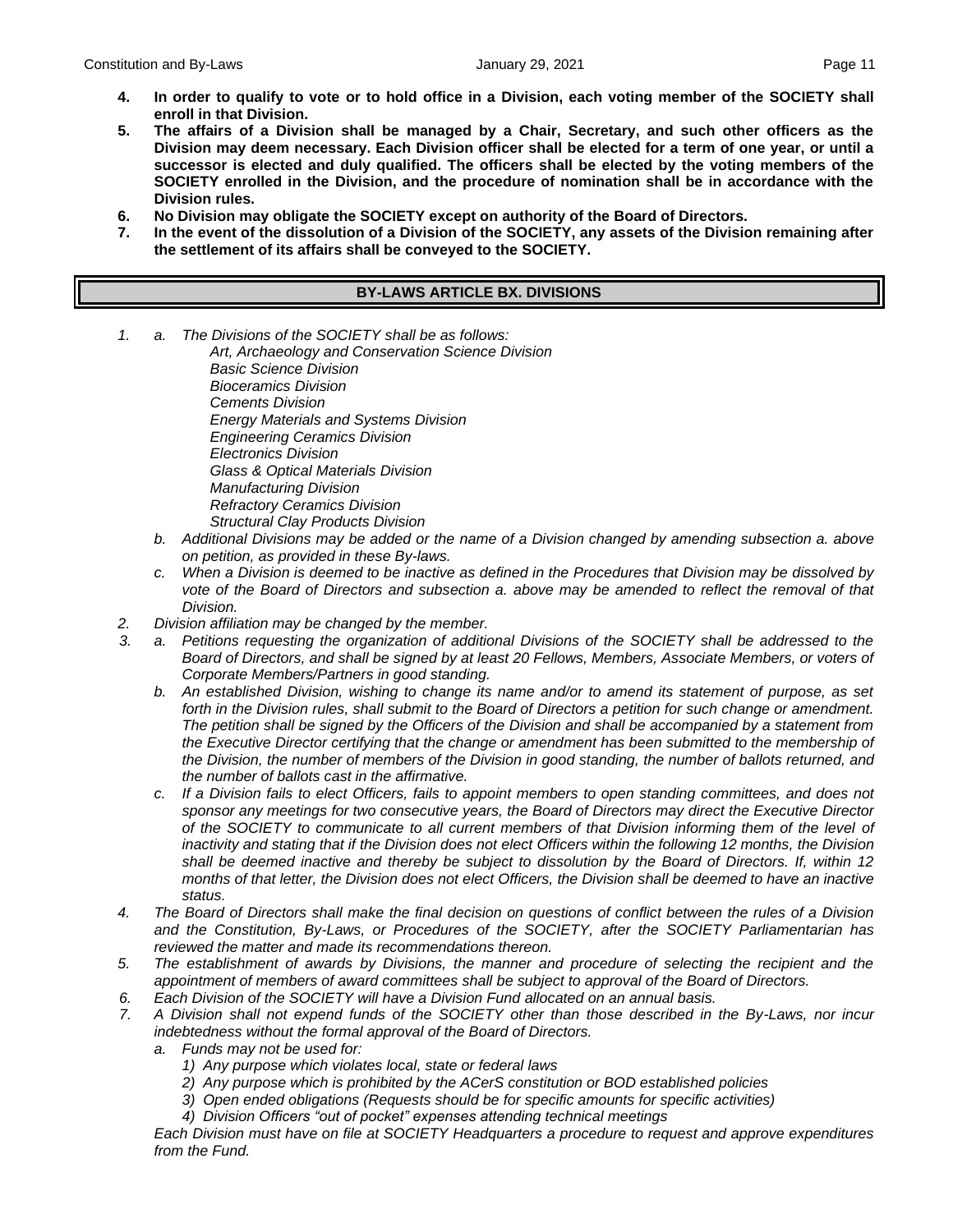**4. In order to qualify to vote or to hold office in a Division, each voting member of the SOCIETY shall enroll in that Division.**

**5. The affairs of a Division shall be managed by a Chair, Secretary, and such other officers as the Division may deem necessary. Each Division officer shall be elected for a term of one year, or until a successor is elected and duly qualified. The officers shall be elected by the voting members of the SOCIETY enrolled in the Division, and the procedure of nomination shall be in accordance with the Division rules.**

**6. No Division may obligate the SOCIETY except on authority of the Board of Directors.**

**7. In the event of the dissolution of a Division of the SOCIETY, any assets of the Division remaining after the settlement of its affairs shall be conveyed to the SOCIETY.**

## BY-LAWS ARTICLE BX. DIVISIONS

*1. a. The Divisions of the SOCIETY shall be as follows:*

*Art, Archaeology and Conservation Science Division*
*Basic Science Division*
*Bioceramics Division*
*Cements Division*
*Energy Materials and Systems Division*
*Engineering Ceramics Division*
*Electronics Division*
*Glass & Optical Materials Division*
*Manufacturing Division*
*Refractory Ceramics Division*
*Structural Clay Products Division*

*b. Additional Divisions may be added or the name of a Division changed by amending subsection a. above on petition, as provided in these By-laws.*

*c. When a Division is deemed to be inactive as defined in the Procedures that Division may be dissolved by vote of the Board of Directors and subsection a. above may be amended to reflect the removal of that Division.*

*2. Division affiliation may be changed by the member.*

*3. a. Petitions requesting the organization of additional Divisions of the SOCIETY shall be addressed to the Board of Directors, and shall be signed by at least 20 Fellows, Members, Associate Members, or voters of Corporate Members/Partners in good standing.*

*b. An established Division, wishing to change its name and/or to amend its statement of purpose, as set forth in the Division rules, shall submit to the Board of Directors a petition for such change or amendment. The petition shall be signed by the Officers of the Division and shall be accompanied by a statement from the Executive Director certifying that the change or amendment has been submitted to the membership of the Division, the number of members of the Division in good standing, the number of ballots returned, and the number of ballots cast in the affirmative.*

*c. If a Division fails to elect Officers, fails to appoint members to open standing committees, and does not sponsor any meetings for two consecutive years, the Board of Directors may direct the Executive Director of the SOCIETY to communicate to all current members of that Division informing them of the level of inactivity and stating that if the Division does not elect Officers within the following 12 months, the Division shall be deemed inactive and thereby be subject to dissolution by the Board of Directors. If, within 12 months of that letter, the Division does not elect Officers, the Division shall be deemed to have an inactive status.*

*4. The Board of Directors shall make the final decision on questions of conflict between the rules of a Division and the Constitution, By-Laws, or Procedures of the SOCIETY, after the SOCIETY Parliamentarian has reviewed the matter and made its recommendations thereon.*

*5. The establishment of awards by Divisions, the manner and procedure of selecting the recipient and the appointment of members of award committees shall be subject to approval of the Board of Directors.*

*6. Each Division of the SOCIETY will have a Division Fund allocated on an annual basis.*

*7. A Division shall not expend funds of the SOCIETY other than those described in the By-Laws, nor incur indebtedness without the formal approval of the Board of Directors.*

*a. Funds may not be used for:*

*1) Any purpose which violates local, state or federal laws*
*2) Any purpose which is prohibited by the ACerS constitution or BOD established policies*
*3) Open ended obligations (Requests should be for specific amounts for specific activities)*
*4) Division Officers "out of pocket" expenses attending technical meetings*

*Each Division must have on file at SOCIETY Headquarters a procedure to request and approve expenditures from the Fund.*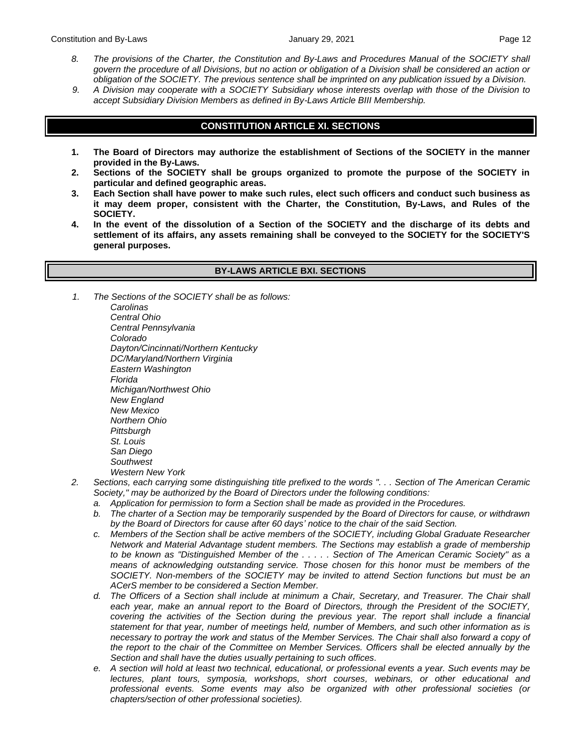*8. The provisions of the Charter, the Constitution and By-Laws and Procedures Manual of the SOCIETY shall govern the procedure of all Divisions, but no action or obligation of a Division shall be considered an action or obligation of the SOCIETY. The previous sentence shall be imprinted on any publication issued by a Division.*

*9. A Division may cooperate with a SOCIETY Subsidiary whose interests overlap with those of the Division to accept Subsidiary Division Members as defined in By-Laws Article BIII Membership.*

## CONSTITUTION ARTICLE XI. SECTIONS

1. **The Board of Directors may authorize the establishment of Sections of the SOCIETY in the manner provided in the By-Laws.**
2. **Sections of the SOCIETY shall be groups organized to promote the purpose of the SOCIETY in particular and defined geographic areas.**
3. **Each Section shall have power to make such rules, elect such officers and conduct such business as it may deem proper, consistent with the Charter, the Constitution, By-Laws, and Rules of the SOCIETY.**
4. **In the event of the dissolution of a Section of the SOCIETY and the discharge of its debts and settlement of its affairs, any assets remaining shall be conveyed to the SOCIETY for the SOCIETY'S general purposes.**

## BY-LAWS ARTICLE BXI. SECTIONS

*1. The Sections of the SOCIETY shall be as follows:*

*Carolinas*
*Central Ohio*
*Central Pennsylvania*
*Colorado*
*Dayton/Cincinnati/Northern Kentucky*
*DC/Maryland/Northern Virginia*
*Eastern Washington*
*Florida*
*Michigan/Northwest Ohio*
*New England*
*New Mexico*
*Northern Ohio*
*Pittsburgh*
*St. Louis*
*San Diego*
*Southwest*
*Western New York*

*2. Sections, each carrying some distinguishing title prefixed to the words ". . . Section of The American Ceramic Society," may be authorized by the Board of Directors under the following conditions:*

*a. Application for permission to form a Section shall be made as provided in the Procedures.*

*b. The charter of a Section may be temporarily suspended by the Board of Directors for cause, or withdrawn by the Board of Directors for cause after 60 days' notice to the chair of the said Section.*

*c. Members of the Section shall be active members of the SOCIETY, including Global Graduate Researcher Network and Material Advantage student members. The Sections may establish a grade of membership to be known as "Distinguished Member of the . . . . . Section of The American Ceramic Society" as a means of acknowledging outstanding service. Those chosen for this honor must be members of the SOCIETY. Non-members of the SOCIETY may be invited to attend Section functions but must be an ACerS member to be considered a Section Member.*

*d. The Officers of a Section shall include at minimum a Chair, Secretary, and Treasurer. The Chair shall each year, make an annual report to the Board of Directors, through the President of the SOCIETY, covering the activities of the Section during the previous year. The report shall include a financial statement for that year, number of meetings held, number of Members, and such other information as is necessary to portray the work and status of the Member Services. The Chair shall also forward a copy of the report to the chair of the Committee on Member Services. Officers shall be elected annually by the Section and shall have the duties usually pertaining to such offices.*

*e. A section will hold at least two technical, educational, or professional events a year. Such events may be lectures, plant tours, symposia, workshops, short courses, webinars, or other educational and professional events. Some events may also be organized with other professional societies (or chapters/section of other professional societies).*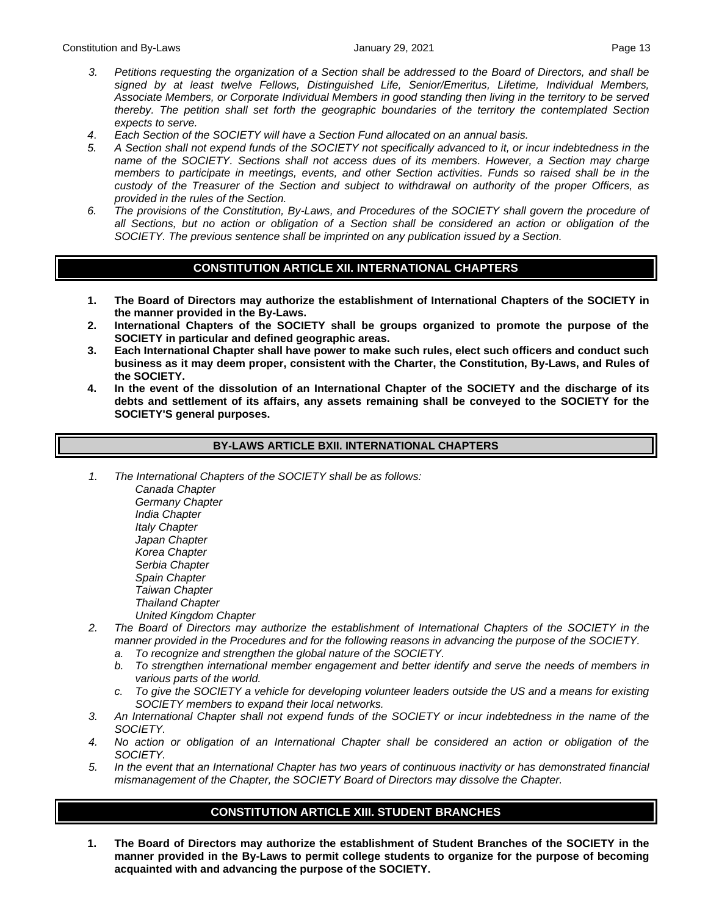3. *Petitions requesting the organization of a Section shall be addressed to the Board of Directors, and shall be signed by at least twelve Fellows, Distinguished Life, Senior/Emeritus, Lifetime, Individual Members, Associate Members, or Corporate Individual Members in good standing then living in the territory to be served thereby. The petition shall set forth the geographic boundaries of the territory the contemplated Section expects to serve.*
4. *Each Section of the SOCIETY will have a Section Fund allocated on an annual basis.*
5. *A Section shall not expend funds of the SOCIETY not specifically advanced to it, or incur indebtedness in the name of the SOCIETY. Sections shall not access dues of its members. However, a Section may charge members to participate in meetings, events, and other Section activities. Funds so raised shall be in the custody of the Treasurer of the Section and subject to withdrawal on authority of the proper Officers, as provided in the rules of the Section.*
6. *The provisions of the Constitution, By-Laws, and Procedures of the SOCIETY shall govern the procedure of all Sections, but no action or obligation of a Section shall be considered an action or obligation of the SOCIETY. The previous sentence shall be imprinted on any publication issued by a Section.*

## CONSTITUTION ARTICLE XII. INTERNATIONAL CHAPTERS

1. **The Board of Directors may authorize the establishment of International Chapters of the SOCIETY in the manner provided in the By-Laws.**
2. **International Chapters of the SOCIETY shall be groups organized to promote the purpose of the SOCIETY in particular and defined geographic areas.**
3. **Each International Chapter shall have power to make such rules, elect such officers and conduct such business as it may deem proper, consistent with the Charter, the Constitution, By-Laws, and Rules of the SOCIETY.**
4. **In the event of the dissolution of an International Chapter of the SOCIETY and the discharge of its debts and settlement of its affairs, any assets remaining shall be conveyed to the SOCIETY for the SOCIETY'S general purposes.**

## BY-LAWS ARTICLE BXII. INTERNATIONAL CHAPTERS

1. *The International Chapters of the SOCIETY shall be as follows:*
   *Canada Chapter*
   *Germany Chapter*
   *India Chapter*
   *Italy Chapter*
   *Japan Chapter*
   *Korea Chapter*
   *Serbia Chapter*
   *Spain Chapter*
   *Taiwan Chapter*
   *Thailand Chapter*
   *United Kingdom Chapter*
2. *The Board of Directors may authorize the establishment of International Chapters of the SOCIETY in the manner provided in the Procedures and for the following reasons in advancing the purpose of the SOCIETY.*
   a. *To recognize and strengthen the global nature of the SOCIETY.*
   b. *To strengthen international member engagement and better identify and serve the needs of members in various parts of the world.*
   c. *To give the SOCIETY a vehicle for developing volunteer leaders outside the US and a means for existing SOCIETY members to expand their local networks.*
3. *An International Chapter shall not expend funds of the SOCIETY or incur indebtedness in the name of the SOCIETY.*
4. *No action or obligation of an International Chapter shall be considered an action or obligation of the SOCIETY.*
5. *In the event that an International Chapter has two years of continuous inactivity or has demonstrated financial mismanagement of the Chapter, the SOCIETY Board of Directors may dissolve the Chapter.*

## CONSTITUTION ARTICLE XIII. STUDENT BRANCHES

1. **The Board of Directors may authorize the establishment of Student Branches of the SOCIETY in the manner provided in the By-Laws to permit college students to organize for the purpose of becoming acquainted with and advancing the purpose of the SOCIETY.**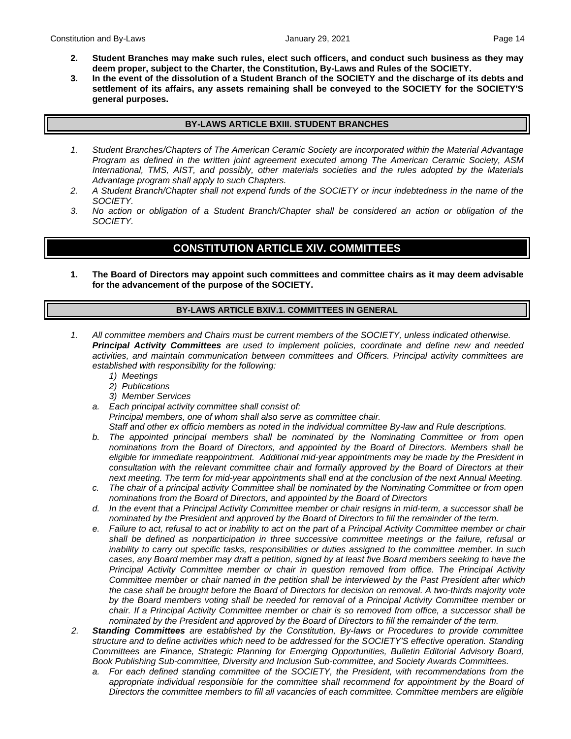2. **Student Branches may make such rules, elect such officers, and conduct such business as they may deem proper, subject to the Charter, the Constitution, By-Laws and Rules of the SOCIETY.**
3. **In the event of the dissolution of a Student Branch of the SOCIETY and the discharge of its debts and settlement of its affairs, any assets remaining shall be conveyed to the SOCIETY for the SOCIETY'S general purposes.**

### BY-LAWS ARTICLE BXIII. STUDENT BRANCHES

1. *Student Branches/Chapters of The American Ceramic Society are incorporated within the Material Advantage Program as defined in the written joint agreement executed among The American Ceramic Society, ASM International, TMS, AIST, and possibly, other materials societies and the rules adopted by the Materials Advantage program shall apply to such Chapters.*
2. *A Student Branch/Chapter shall not expend funds of the SOCIETY or incur indebtedness in the name of the SOCIETY.*
3. *No action or obligation of a Student Branch/Chapter shall be considered an action or obligation of the SOCIETY.*

## CONSTITUTION ARTICLE XIV. COMMITTEES

1. **The Board of Directors may appoint such committees and committee chairs as it may deem advisable for the advancement of the purpose of the SOCIETY.**

### BY-LAWS ARTICLE BXIV.1. COMMITTEES IN GENERAL

1. *All committee members and Chairs must be current members of the SOCIETY, unless indicated otherwise.* ***Principal Activity Committees*** *are used to implement policies, coordinate and define new and needed activities, and maintain communication between committees and Officers. Principal activity committees are established with responsibility for the following:*
   1) *Meetings*
   2) *Publications*
   3) *Member Services*
   
   a. *Each principal activity committee shall consist of:*
      *Principal members, one of whom shall also serve as committee chair.*
      *Staff and other ex officio members as noted in the individual committee By-law and Rule descriptions.*
   
   b. *The appointed principal members shall be nominated by the Nominating Committee or from open nominations from the Board of Directors, and appointed by the Board of Directors. Members shall be eligible for immediate reappointment. Additional mid-year appointments may be made by the President in consultation with the relevant committee chair and formally approved by the Board of Directors at their next meeting. The term for mid-year appointments shall end at the conclusion of the next Annual Meeting.*
   
   c. *The chair of a principal activity Committee shall be nominated by the Nominating Committee or from open nominations from the Board of Directors, and appointed by the Board of Directors*
   
   d. *In the event that a Principal Activity Committee member or chair resigns in mid-term, a successor shall be nominated by the President and approved by the Board of Directors to fill the remainder of the term.*
   
   e. *Failure to act, refusal to act or inability to act on the part of a Principal Activity Committee member or chair shall be defined as nonparticipation in three successive committee meetings or the failure, refusal or inability to carry out specific tasks, responsibilities or duties assigned to the committee member. In such cases, any Board member may draft a petition, signed by at least five Board members seeking to have the Principal Activity Committee member or chair in question removed from office. The Principal Activity Committee member or chair named in the petition shall be interviewed by the Past President after which the case shall be brought before the Board of Directors for decision on removal. A two-thirds majority vote by the Board members voting shall be needed for removal of a Principal Activity Committee member or chair. If a Principal Activity Committee member or chair is so removed from office, a successor shall be nominated by the President and approved by the Board of Directors to fill the remainder of the term.*

2. ***Standing Committees*** *are established by the Constitution, By-laws or Procedures to provide committee structure and to define activities which need to be addressed for the SOCIETY'S effective operation. Standing Committees are Finance, Strategic Planning for Emerging Opportunities, Bulletin Editorial Advisory Board, Book Publishing Sub-committee, Diversity and Inclusion Sub-committee, and Society Awards Committees.*
   
   a. *For each defined standing committee of the SOCIETY, the President, with recommendations from the appropriate individual responsible for the committee shall recommend for appointment by the Board of Directors the committee members to fill all vacancies of each committee. Committee members are eligible*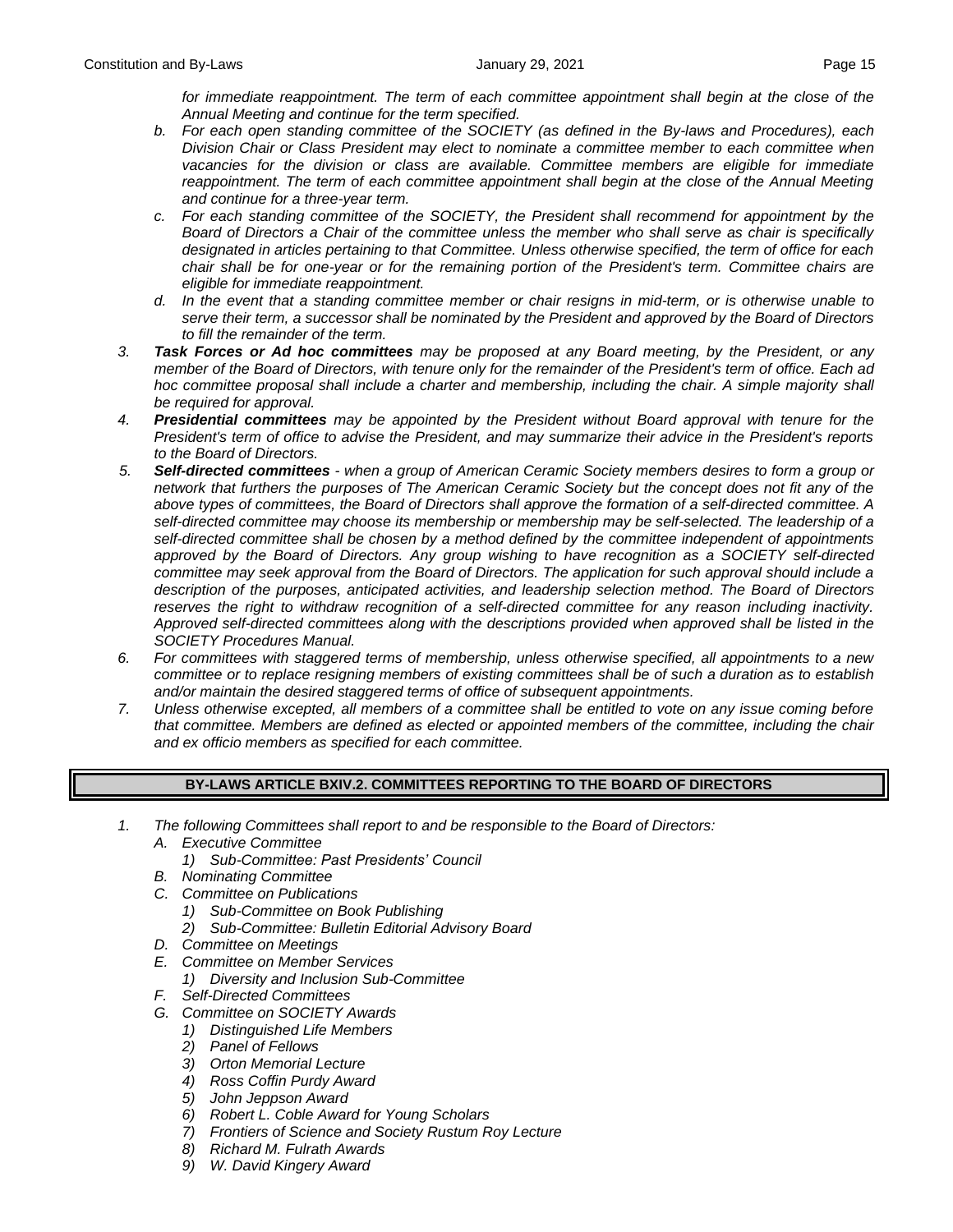*for immediate reappointment. The term of each committee appointment shall begin at the close of the Annual Meeting and continue for the term specified.*

- b. *For each open standing committee of the SOCIETY (as defined in the By-laws and Procedures), each Division Chair or Class President may elect to nominate a committee member to each committee when vacancies for the division or class are available. Committee members are eligible for immediate reappointment. The term of each committee appointment shall begin at the close of the Annual Meeting and continue for a three-year term.*
- c. *For each standing committee of the SOCIETY, the President shall recommend for appointment by the Board of Directors a Chair of the committee unless the member who shall serve as chair is specifically designated in articles pertaining to that Committee. Unless otherwise specified, the term of office for each chair shall be for one-year or for the remaining portion of the President's term. Committee chairs are eligible for immediate reappointment.*
- d. *In the event that a standing committee member or chair resigns in mid-term, or is otherwise unable to serve their term, a successor shall be nominated by the President and approved by the Board of Directors to fill the remainder of the term.*

3. ***Task Forces or Ad hoc committees*** *may be proposed at any Board meeting, by the President, or any member of the Board of Directors, with tenure only for the remainder of the President's term of office. Each ad hoc committee proposal shall include a charter and membership, including the chair. A simple majority shall be required for approval.*
4. ***Presidential committees*** *may be appointed by the President without Board approval with tenure for the President's term of office to advise the President, and may summarize their advice in the President's reports to the Board of Directors.*
5. ***Self-directed committees*** *- when a group of American Ceramic Society members desires to form a group or network that furthers the purposes of The American Ceramic Society but the concept does not fit any of the above types of committees, the Board of Directors shall approve the formation of a self-directed committee. A self-directed committee may choose its membership or membership may be self-selected. The leadership of a self-directed committee shall be chosen by a method defined by the committee independent of appointments approved by the Board of Directors. Any group wishing to have recognition as a SOCIETY self-directed committee may seek approval from the Board of Directors. The application for such approval should include a description of the purposes, anticipated activities, and leadership selection method. The Board of Directors reserves the right to withdraw recognition of a self-directed committee for any reason including inactivity. Approved self-directed committees along with the descriptions provided when approved shall be listed in the SOCIETY Procedures Manual.*
6. *For committees with staggered terms of membership, unless otherwise specified, all appointments to a new committee or to replace resigning members of existing committees shall be of such a duration as to establish and/or maintain the desired staggered terms of office of subsequent appointments.*
7. *Unless otherwise excepted, all members of a committee shall be entitled to vote on any issue coming before that committee. Members are defined as elected or appointed members of the committee, including the chair and ex officio members as specified for each committee.*

## BY-LAWS ARTICLE BXIV.2. COMMITTEES REPORTING TO THE BOARD OF DIRECTORS

1. *The following Committees shall report to and be responsible to the Board of Directors:*
   - A. *Executive Committee*
     - 1) *Sub-Committee: Past Presidents' Council*
   - B. *Nominating Committee*
   - C. *Committee on Publications*
     - 1) *Sub-Committee on Book Publishing*
     - 2) *Sub-Committee: Bulletin Editorial Advisory Board*
   - D. *Committee on Meetings*
   - E. *Committee on Member Services*
     - 1) *Diversity and Inclusion Sub-Committee*
   - F. *Self-Directed Committees*
   - G. *Committee on SOCIETY Awards*
     - 1) *Distinguished Life Members*
     - 2) *Panel of Fellows*
     - 3) *Orton Memorial Lecture*
     - 4) *Ross Coffin Purdy Award*
     - 5) *John Jeppson Award*
     - 6) *Robert L. Coble Award for Young Scholars*
     - 7) *Frontiers of Science and Society Rustum Roy Lecture*
     - 8) *Richard M. Fulrath Awards*
     - 9) *W. David Kingery Award*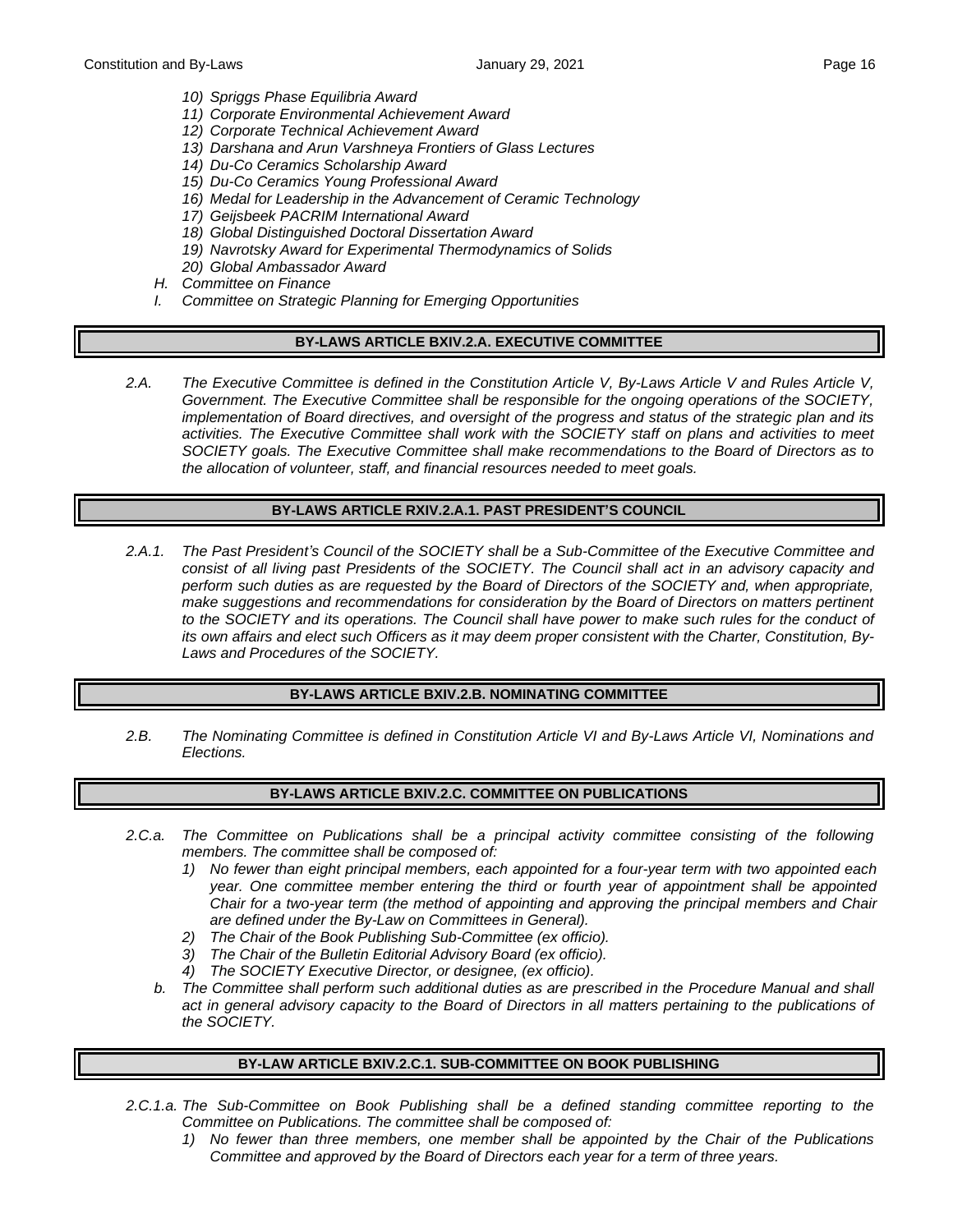10) *Spriggs Phase Equilibria Award*
11) *Corporate Environmental Achievement Award*
12) *Corporate Technical Achievement Award*
13) *Darshana and Arun Varshneya Frontiers of Glass Lectures*
14) *Du-Co Ceramics Scholarship Award*
15) *Du-Co Ceramics Young Professional Award*
16) *Medal for Leadership in the Advancement of Ceramic Technology*
17) *Geijsbeek PACRIM International Award*
18) *Global Distinguished Doctoral Dissertation Award*
19) *Navrotsky Award for Experimental Thermodynamics of Solids*
20) *Global Ambassador Award*

H. *Committee on Finance*

I. *Committee on Strategic Planning for Emerging Opportunities*

## BY-LAWS ARTICLE BXIV.2.A. EXECUTIVE COMMITTEE

*2.A. The Executive Committee is defined in the Constitution Article V, By-Laws Article V and Rules Article V, Government. The Executive Committee shall be responsible for the ongoing operations of the SOCIETY, implementation of Board directives, and oversight of the progress and status of the strategic plan and its activities. The Executive Committee shall work with the SOCIETY staff on plans and activities to meet SOCIETY goals. The Executive Committee shall make recommendations to the Board of Directors as to the allocation of volunteer, staff, and financial resources needed to meet goals.*

## BY-LAWS ARTICLE RXIV.2.A.1. PAST PRESIDENT'S COUNCIL

*2.A.1. The Past President's Council of the SOCIETY shall be a Sub-Committee of the Executive Committee and consist of all living past Presidents of the SOCIETY. The Council shall act in an advisory capacity and perform such duties as are requested by the Board of Directors of the SOCIETY and, when appropriate, make suggestions and recommendations for consideration by the Board of Directors on matters pertinent to the SOCIETY and its operations. The Council shall have power to make such rules for the conduct of its own affairs and elect such Officers as it may deem proper consistent with the Charter, Constitution, By-Laws and Procedures of the SOCIETY.*

## BY-LAWS ARTICLE BXIV.2.B. NOMINATING COMMITTEE

*2.B. The Nominating Committee is defined in Constitution Article VI and By-Laws Article VI, Nominations and Elections.*

## BY-LAWS ARTICLE BXIV.2.C. COMMITTEE ON PUBLICATIONS

*2.C.a. The Committee on Publications shall be a principal activity committee consisting of the following members. The committee shall be composed of:*

1) *No fewer than eight principal members, each appointed for a four-year term with two appointed each year. One committee member entering the third or fourth year of appointment shall be appointed Chair for a two-year term (the method of appointing and approving the principal members and Chair are defined under the By-Law on Committees in General).*
2) *The Chair of the Book Publishing Sub-Committee (ex officio).*
3) *The Chair of the Bulletin Editorial Advisory Board (ex officio).*
4) *The SOCIETY Executive Director, or designee, (ex officio).*

*b. The Committee shall perform such additional duties as are prescribed in the Procedure Manual and shall act in general advisory capacity to the Board of Directors in all matters pertaining to the publications of the SOCIETY.*

## BY-LAW ARTICLE BXIV.2.C.1. SUB-COMMITTEE ON BOOK PUBLISHING

*2.C.1.a. The Sub-Committee on Book Publishing shall be a defined standing committee reporting to the Committee on Publications. The committee shall be composed of:*

1) *No fewer than three members, one member shall be appointed by the Chair of the Publications Committee and approved by the Board of Directors each year for a term of three years.*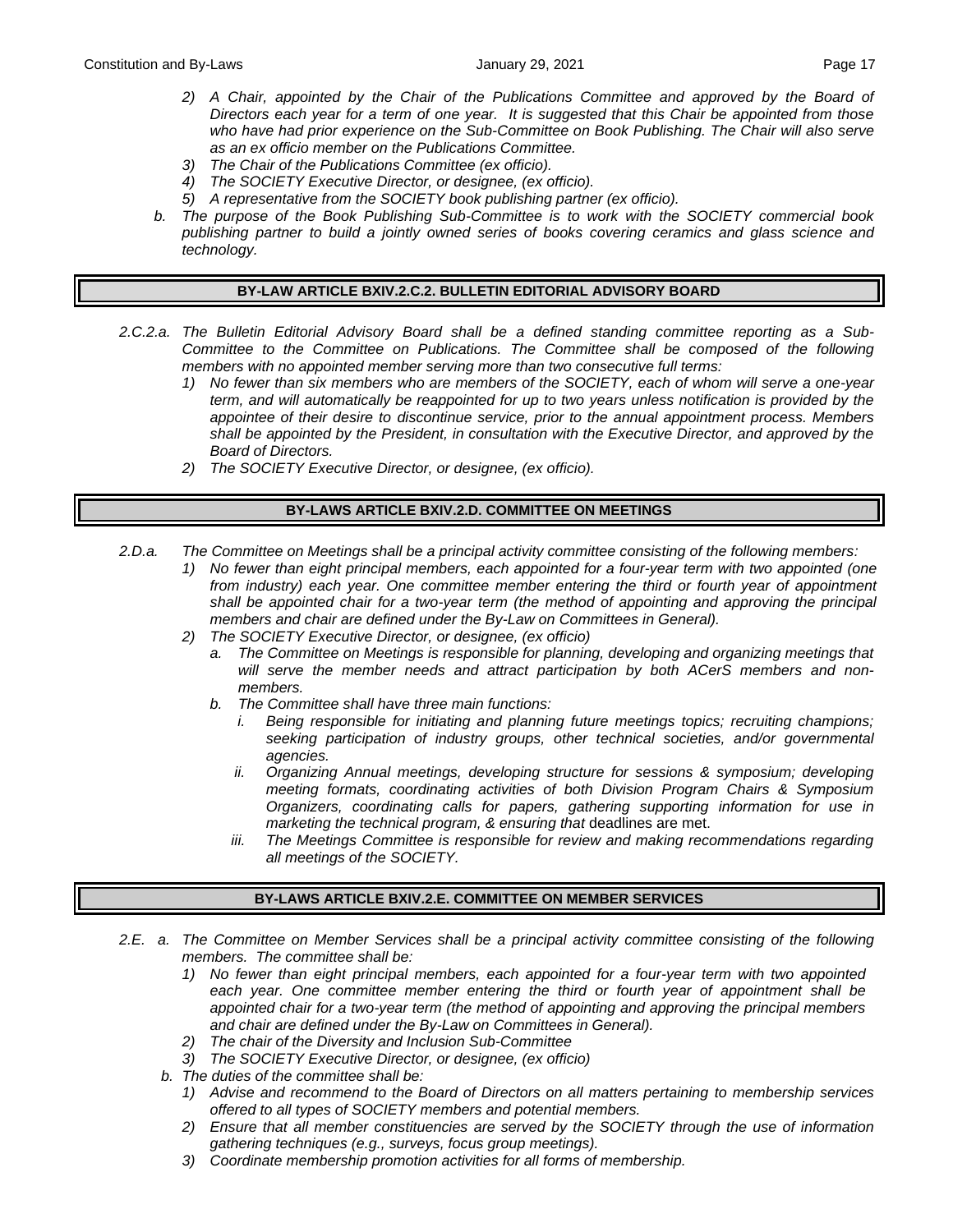*2) A Chair, appointed by the Chair of the Publications Committee and approved by the Board of Directors each year for a term of one year. It is suggested that this Chair be appointed from those who have had prior experience on the Sub-Committee on Book Publishing. The Chair will also serve as an ex officio member on the Publications Committee.*

*3) The Chair of the Publications Committee (ex officio).*

*4) The SOCIETY Executive Director, or designee, (ex officio).*

*5) A representative from the SOCIETY book publishing partner (ex officio).*

*b. The purpose of the Book Publishing Sub-Committee is to work with the SOCIETY commercial book publishing partner to build a jointly owned series of books covering ceramics and glass science and technology.*

## BY-LAW ARTICLE BXIV.2.C.2. BULLETIN EDITORIAL ADVISORY BOARD

*2.C.2.a. The Bulletin Editorial Advisory Board shall be a defined standing committee reporting as a Sub-Committee to the Committee on Publications. The Committee shall be composed of the following members with no appointed member serving more than two consecutive full terms:*

*1) No fewer than six members who are members of the SOCIETY, each of whom will serve a one-year term, and will automatically be reappointed for up to two years unless notification is provided by the appointee of their desire to discontinue service, prior to the annual appointment process. Members shall be appointed by the President, in consultation with the Executive Director, and approved by the Board of Directors.*

*2) The SOCIETY Executive Director, or designee, (ex officio).*

## BY-LAWS ARTICLE BXIV.2.D. COMMITTEE ON MEETINGS

*2.D.a. The Committee on Meetings shall be a principal activity committee consisting of the following members:*

*1) No fewer than eight principal members, each appointed for a four-year term with two appointed (one from industry) each year. One committee member entering the third or fourth year of appointment shall be appointed chair for a two-year term (the method of appointing and approving the principal members and chair are defined under the By-Law on Committees in General).*

*2) The SOCIETY Executive Director, or designee, (ex officio)*

*a. The Committee on Meetings is responsible for planning, developing and organizing meetings that will serve the member needs and attract participation by both ACerS members and non-members.*

*b. The Committee shall have three main functions:*

*i. Being responsible for initiating and planning future meetings topics; recruiting champions; seeking participation of industry groups, other technical societies, and/or governmental agencies.*

*ii. Organizing Annual meetings, developing structure for sessions & symposium; developing meeting formats, coordinating activities of both Division Program Chairs & Symposium Organizers, coordinating calls for papers, gathering supporting information for use in marketing the technical program, & ensuring that* deadlines are met.

*iii. The Meetings Committee is responsible for review and making recommendations regarding all meetings of the SOCIETY.*

## BY-LAWS ARTICLE BXIV.2.E. COMMITTEE ON MEMBER SERVICES

*2.E. a. The Committee on Member Services shall be a principal activity committee consisting of the following members. The committee shall be:*

*1) No fewer than eight principal members, each appointed for a four-year term with two appointed each year. One committee member entering the third or fourth year of appointment shall be appointed chair for a two-year term (the method of appointing and approving the principal members and chair are defined under the By-Law on Committees in General).*

*2) The chair of the Diversity and Inclusion Sub-Committee*

*3) The SOCIETY Executive Director, or designee, (ex officio)*

*b. The duties of the committee shall be:*

*1) Advise and recommend to the Board of Directors on all matters pertaining to membership services offered to all types of SOCIETY members and potential members.*

*2) Ensure that all member constituencies are served by the SOCIETY through the use of information gathering techniques (e.g., surveys, focus group meetings).*

*3) Coordinate membership promotion activities for all forms of membership.*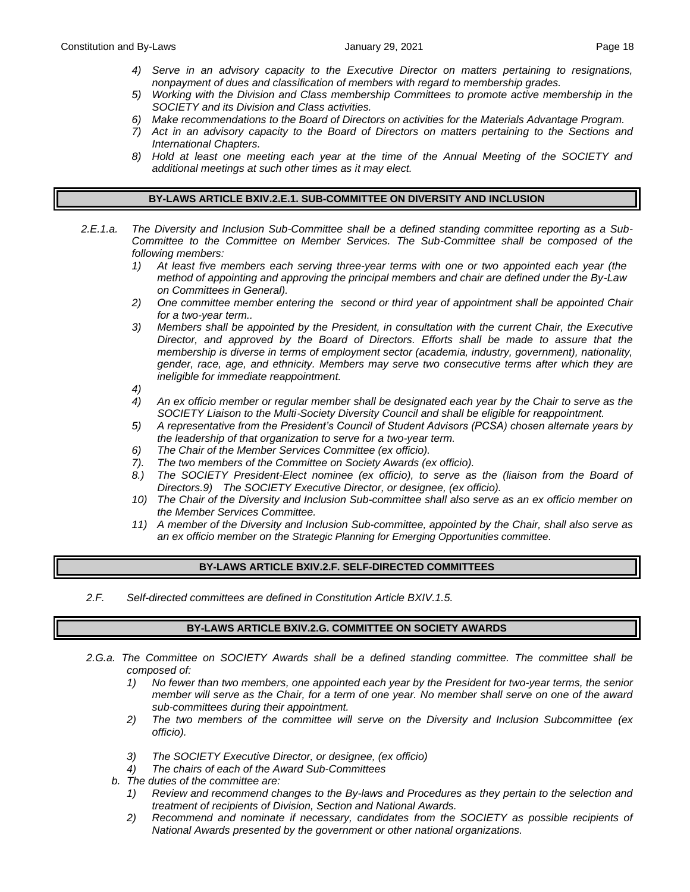4) *Serve in an advisory capacity to the Executive Director on matters pertaining to resignations, nonpayment of dues and classification of members with regard to membership grades.*
5) *Working with the Division and Class membership Committees to promote active membership in the SOCIETY and its Division and Class activities.*
6) *Make recommendations to the Board of Directors on activities for the Materials Advantage Program.*
7) *Act in an advisory capacity to the Board of Directors on matters pertaining to the Sections and International Chapters.*
8) *Hold at least one meeting each year at the time of the Annual Meeting of the SOCIETY and additional meetings at such other times as it may elect.*

## BY-LAWS ARTICLE BXIV.2.E.1. SUB-COMMITTEE ON DIVERSITY AND INCLUSION

2.E.1.a. *The Diversity and Inclusion Sub-Committee shall be a defined standing committee reporting as a Sub-Committee to the Committee on Member Services. The Sub-Committee shall be composed of the following members:*

1) *At least five members each serving three-year terms with one or two appointed each year (the method of appointing and approving the principal members and chair are defined under the By-Law on Committees in General).*
2) *One committee member entering the second or third year of appointment shall be appointed Chair for a two-year term..*
3) *Members shall be appointed by the President, in consultation with the current Chair, the Executive Director, and approved by the Board of Directors. Efforts shall be made to assure that the membership is diverse in terms of employment sector (academia, industry, government), nationality, gender, race, age, and ethnicity. Members may serve two consecutive terms after which they are ineligible for immediate reappointment.*
4) 
4) *An ex officio member or regular member shall be designated each year by the Chair to serve as the SOCIETY Liaison to the Multi-Society Diversity Council and shall be eligible for reappointment.*
5) *A representative from the President's Council of Student Advisors (PCSA) chosen alternate years by the leadership of that organization to serve for a two-year term.*
6) *The Chair of the Member Services Committee (ex officio).*
7). *The two members of the Committee on Society Awards (ex officio).*
8.) *The SOCIETY President-Elect nominee (ex officio), to serve as the (liaison from the Board of Directors.9) The SOCIETY Executive Director, or designee, (ex officio).*
10) *The Chair of the Diversity and Inclusion Sub-committee shall also serve as an ex officio member on the Member Services Committee.*
11) *A member of the Diversity and Inclusion Sub-committee, appointed by the Chair, shall also serve as an ex officio member on the Strategic Planning for Emerging Opportunities committee.*

## BY-LAWS ARTICLE BXIV.2.F. SELF-DIRECTED COMMITTEES

2.F. *Self-directed committees are defined in Constitution Article BXIV.1.5.*

## BY-LAWS ARTICLE BXIV.2.G. COMMITTEE ON SOCIETY AWARDS

2.G.a. *The Committee on SOCIETY Awards shall be a defined standing committee. The committee shall be composed of:*

1) *No fewer than two members, one appointed each year by the President for two-year terms, the senior member will serve as the Chair, for a term of one year. No member shall serve on one of the award sub-committees during their appointment.*
2) *The two members of the committee will serve on the Diversity and Inclusion Subcommittee (ex officio).*
3) *The SOCIETY Executive Director, or designee, (ex officio)*
4) *The chairs of each of the Award Sub-Committees*

b. *The duties of the committee are:*

1) *Review and recommend changes to the By-laws and Procedures as they pertain to the selection and treatment of recipients of Division, Section and National Awards.*
2) *Recommend and nominate if necessary, candidates from the SOCIETY as possible recipients of National Awards presented by the government or other national organizations.*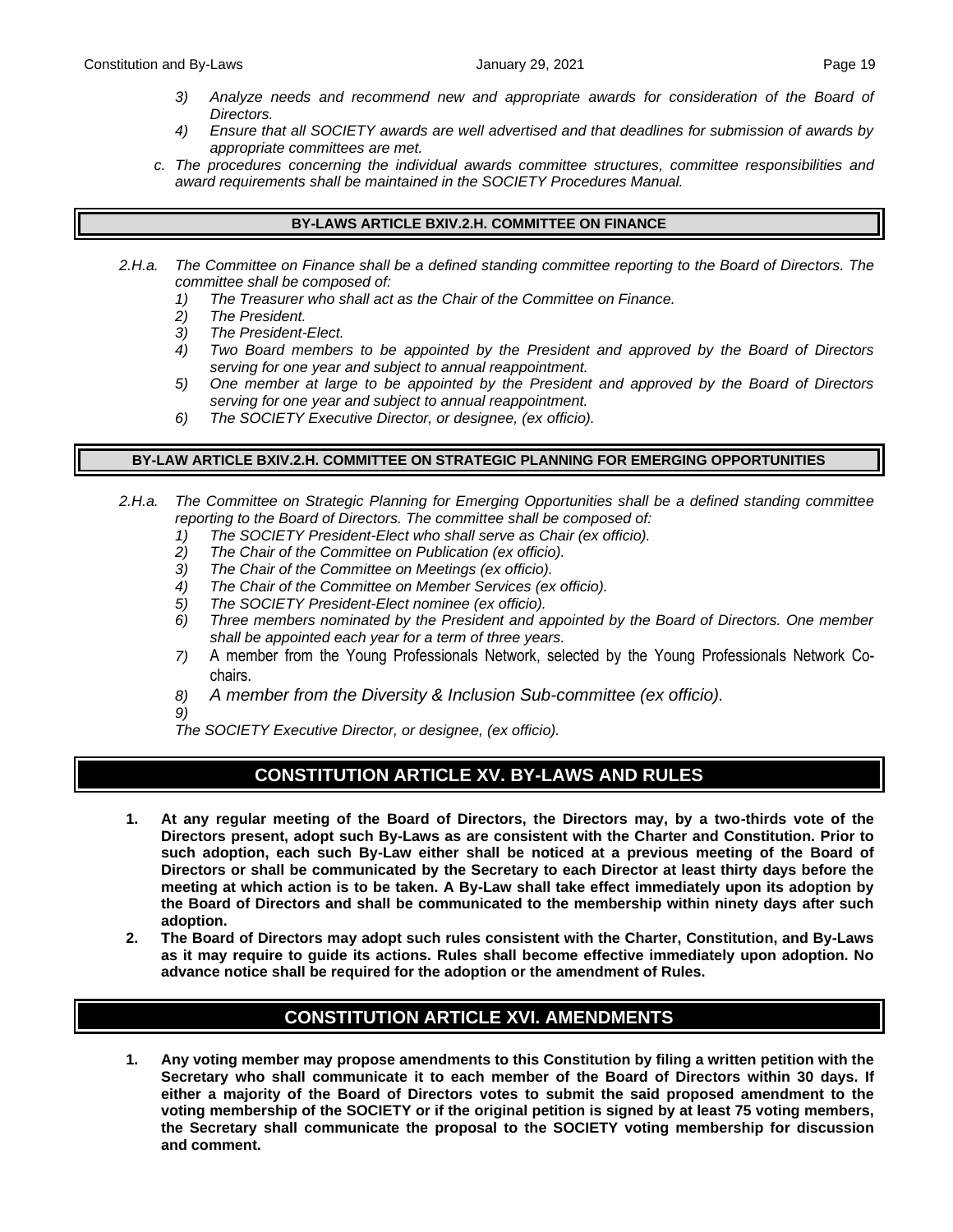*3) Analyze needs and recommend new and appropriate awards for consideration of the Board of Directors.*

*4) Ensure that all SOCIETY awards are well advertised and that deadlines for submission of awards by appropriate committees are met.*

*c. The procedures concerning the individual awards committee structures, committee responsibilities and award requirements shall be maintained in the SOCIETY Procedures Manual.*

### BY-LAWS ARTICLE BXIV.2.H. COMMITTEE ON FINANCE

*2.H.a. The Committee on Finance shall be a defined standing committee reporting to the Board of Directors. The committee shall be composed of:*

*1) The Treasurer who shall act as the Chair of the Committee on Finance.*

*2) The President.*

*3) The President-Elect.*

*4) Two Board members to be appointed by the President and approved by the Board of Directors serving for one year and subject to annual reappointment.*

*5) One member at large to be appointed by the President and approved by the Board of Directors serving for one year and subject to annual reappointment.*

*6) The SOCIETY Executive Director, or designee, (ex officio).*

### BY-LAW ARTICLE BXIV.2.H. COMMITTEE ON STRATEGIC PLANNING FOR EMERGING OPPORTUNITIES

*2.H.a. The Committee on Strategic Planning for Emerging Opportunities shall be a defined standing committee reporting to the Board of Directors. The committee shall be composed of:*

*1) The SOCIETY President-Elect who shall serve as Chair (ex officio).*

*2) The Chair of the Committee on Publication (ex officio).*

*3) The Chair of the Committee on Meetings (ex officio).*

*4) The Chair of the Committee on Member Services (ex officio).*

*5) The SOCIETY President-Elect nominee (ex officio).*

*6) Three members nominated by the President and appointed by the Board of Directors. One member shall be appointed each year for a term of three years.*

*7)* A member from the Young Professionals Network, selected by the Young Professionals Network Co-chairs.

*8) A member from the Diversity & Inclusion Sub-committee (ex officio).*

*9)*

*The SOCIETY Executive Director, or designee, (ex officio).*

## CONSTITUTION ARTICLE XV. BY-LAWS AND RULES

**1. At any regular meeting of the Board of Directors, the Directors may, by a two-thirds vote of the Directors present, adopt such By-Laws as are consistent with the Charter and Constitution. Prior to such adoption, each such By-Law either shall be noticed at a previous meeting of the Board of Directors or shall be communicated by the Secretary to each Director at least thirty days before the meeting at which action is to be taken. A By-Law shall take effect immediately upon its adoption by the Board of Directors and shall be communicated to the membership within ninety days after such adoption.**

**2. The Board of Directors may adopt such rules consistent with the Charter, Constitution, and By-Laws as it may require to guide its actions. Rules shall become effective immediately upon adoption. No advance notice shall be required for the adoption or the amendment of Rules.**

## CONSTITUTION ARTICLE XVI. AMENDMENTS

**1. Any voting member may propose amendments to this Constitution by filing a written petition with the Secretary who shall communicate it to each member of the Board of Directors within 30 days. If either a majority of the Board of Directors votes to submit the said proposed amendment to the voting membership of the SOCIETY or if the original petition is signed by at least 75 voting members, the Secretary shall communicate the proposal to the SOCIETY voting membership for discussion and comment.**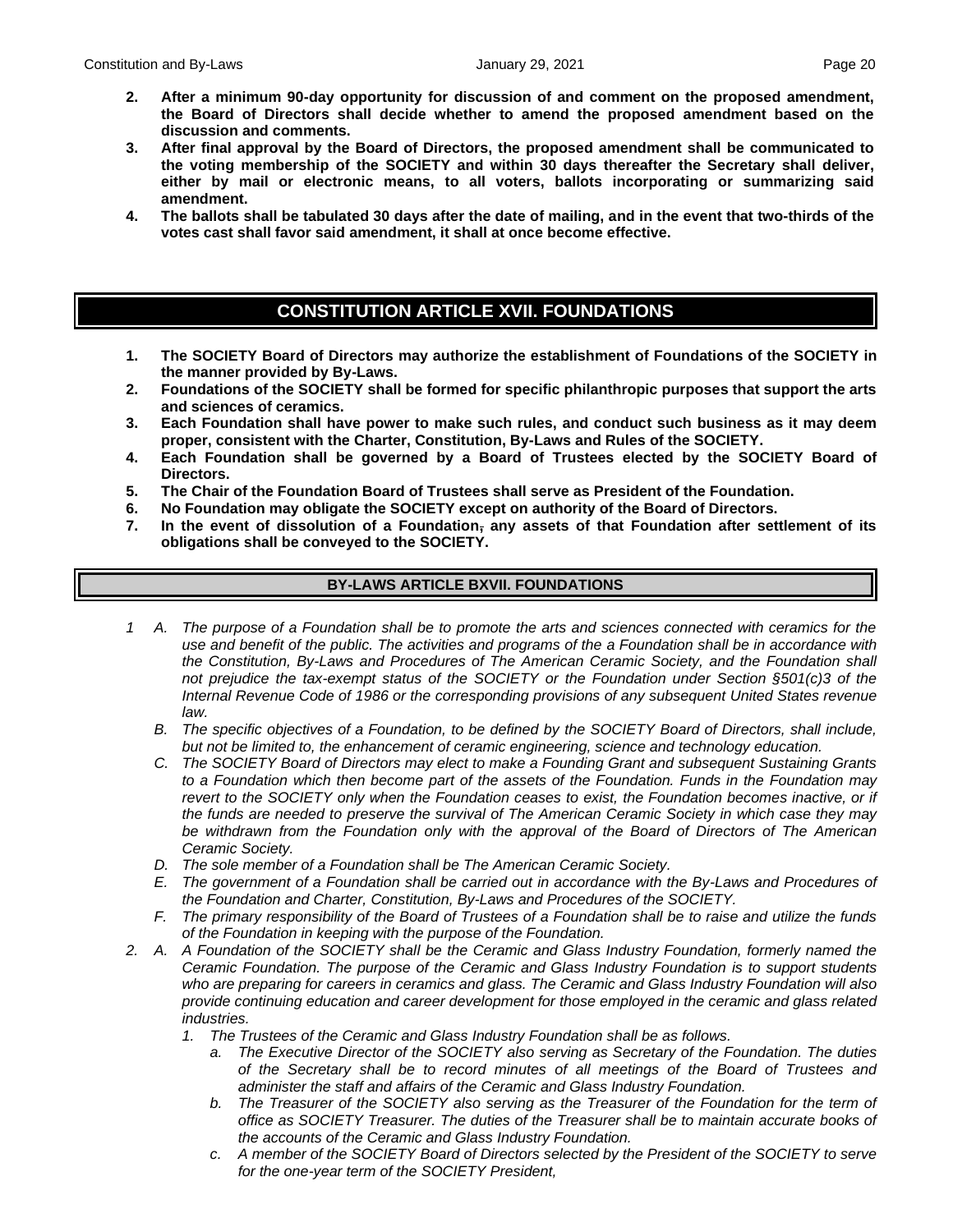2. **After a minimum 90-day opportunity for discussion of and comment on the proposed amendment, the Board of Directors shall decide whether to amend the proposed amendment based on the discussion and comments.**
3. **After final approval by the Board of Directors, the proposed amendment shall be communicated to the voting membership of the SOCIETY and within 30 days thereafter the Secretary shall deliver, either by mail or electronic means, to all voters, ballots incorporating or summarizing said amendment.**
4. **The ballots shall be tabulated 30 days after the date of mailing, and in the event that two-thirds of the votes cast shall favor said amendment, it shall at once become effective.**

## CONSTITUTION ARTICLE XVII. FOUNDATIONS

1. **The SOCIETY Board of Directors may authorize the establishment of Foundations of the SOCIETY in the manner provided by By-Laws.**
2. **Foundations of the SOCIETY shall be formed for specific philanthropic purposes that support the arts and sciences of ceramics.**
3. **Each Foundation shall have power to make such rules, and conduct such business as it may deem proper, consistent with the Charter, Constitution, By-Laws and Rules of the SOCIETY.**
4. **Each Foundation shall be governed by a Board of Trustees elected by the SOCIETY Board of Directors.**
5. **The Chair of the Foundation Board of Trustees shall serve as President of the Foundation.**
6. **No Foundation may obligate the SOCIETY except on authority of the Board of Directors.**
7. **In the event of dissolution of a Foundation, any assets of that Foundation after settlement of its obligations shall be conveyed to the SOCIETY.**

### BY-LAWS ARTICLE BXVII. FOUNDATIONS

*1 A. The purpose of a Foundation shall be to promote the arts and sciences connected with ceramics for the use and benefit of the public. The activities and programs of the a Foundation shall be in accordance with the Constitution, By-Laws and Procedures of The American Ceramic Society, and the Foundation shall not prejudice the tax-exempt status of the SOCIETY or the Foundation under Section §501(c)3 of the Internal Revenue Code of 1986 or the corresponding provisions of any subsequent United States revenue law.*

*B. The specific objectives of a Foundation, to be defined by the SOCIETY Board of Directors, shall include, but not be limited to, the enhancement of ceramic engineering, science and technology education.*

*C. The SOCIETY Board of Directors may elect to make a Founding Grant and subsequent Sustaining Grants to a Foundation which then become part of the assets of the Foundation. Funds in the Foundation may revert to the SOCIETY only when the Foundation ceases to exist, the Foundation becomes inactive, or if the funds are needed to preserve the survival of The American Ceramic Society in which case they may be withdrawn from the Foundation only with the approval of the Board of Directors of The American Ceramic Society.*

*D. The sole member of a Foundation shall be The American Ceramic Society.*

*E. The government of a Foundation shall be carried out in accordance with the By-Laws and Procedures of the Foundation and Charter, Constitution, By-Laws and Procedures of the SOCIETY.*

*F. The primary responsibility of the Board of Trustees of a Foundation shall be to raise and utilize the funds of the Foundation in keeping with the purpose of the Foundation.*

*2. A. A Foundation of the SOCIETY shall be the Ceramic and Glass Industry Foundation, formerly named the Ceramic Foundation. The purpose of the Ceramic and Glass Industry Foundation is to support students who are preparing for careers in ceramics and glass. The Ceramic and Glass Industry Foundation will also provide continuing education and career development for those employed in the ceramic and glass related industries.*

*1. The Trustees of the Ceramic and Glass Industry Foundation shall be as follows.*

*a. The Executive Director of the SOCIETY also serving as Secretary of the Foundation. The duties of the Secretary shall be to record minutes of all meetings of the Board of Trustees and administer the staff and affairs of the Ceramic and Glass Industry Foundation.*

*b. The Treasurer of the SOCIETY also serving as the Treasurer of the Foundation for the term of office as SOCIETY Treasurer. The duties of the Treasurer shall be to maintain accurate books of the accounts of the Ceramic and Glass Industry Foundation.*

*c. A member of the SOCIETY Board of Directors selected by the President of the SOCIETY to serve for the one-year term of the SOCIETY President,*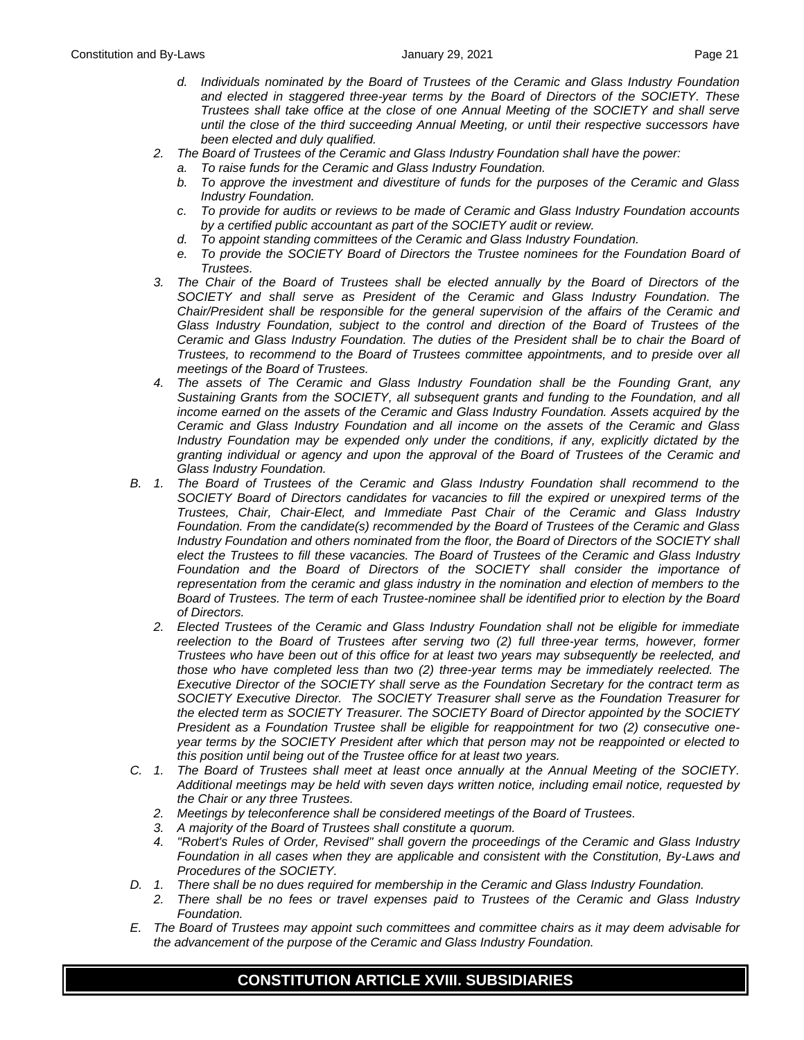*d. Individuals nominated by the Board of Trustees of the Ceramic and Glass Industry Foundation and elected in staggered three-year terms by the Board of Directors of the SOCIETY. These Trustees shall take office at the close of one Annual Meeting of the SOCIETY and shall serve until the close of the third succeeding Annual Meeting, or until their respective successors have been elected and duly qualified.*

*2. The Board of Trustees of the Ceramic and Glass Industry Foundation shall have the power:*

*a. To raise funds for the Ceramic and Glass Industry Foundation.*

*b. To approve the investment and divestiture of funds for the purposes of the Ceramic and Glass Industry Foundation.*

*c. To provide for audits or reviews to be made of Ceramic and Glass Industry Foundation accounts by a certified public accountant as part of the SOCIETY audit or review.*

*d. To appoint standing committees of the Ceramic and Glass Industry Foundation.*

*e. To provide the SOCIETY Board of Directors the Trustee nominees for the Foundation Board of Trustees.*

*3. The Chair of the Board of Trustees shall be elected annually by the Board of Directors of the SOCIETY and shall serve as President of the Ceramic and Glass Industry Foundation. The Chair/President shall be responsible for the general supervision of the affairs of the Ceramic and Glass Industry Foundation, subject to the control and direction of the Board of Trustees of the Ceramic and Glass Industry Foundation. The duties of the President shall be to chair the Board of Trustees, to recommend to the Board of Trustees committee appointments, and to preside over all meetings of the Board of Trustees.*

*4. The assets of The Ceramic and Glass Industry Foundation shall be the Founding Grant, any Sustaining Grants from the SOCIETY, all subsequent grants and funding to the Foundation, and all income earned on the assets of the Ceramic and Glass Industry Foundation. Assets acquired by the Ceramic and Glass Industry Foundation and all income on the assets of the Ceramic and Glass Industry Foundation may be expended only under the conditions, if any, explicitly dictated by the granting individual or agency and upon the approval of the Board of Trustees of the Ceramic and Glass Industry Foundation.*

*B. 1. The Board of Trustees of the Ceramic and Glass Industry Foundation shall recommend to the SOCIETY Board of Directors candidates for vacancies to fill the expired or unexpired terms of the Trustees, Chair, Chair-Elect, and Immediate Past Chair of the Ceramic and Glass Industry Foundation. From the candidate(s) recommended by the Board of Trustees of the Ceramic and Glass Industry Foundation and others nominated from the floor, the Board of Directors of the SOCIETY shall elect the Trustees to fill these vacancies. The Board of Trustees of the Ceramic and Glass Industry Foundation and the Board of Directors of the SOCIETY shall consider the importance of representation from the ceramic and glass industry in the nomination and election of members to the Board of Trustees. The term of each Trustee-nominee shall be identified prior to election by the Board of Directors.*

*2. Elected Trustees of the Ceramic and Glass Industry Foundation shall not be eligible for immediate reelection to the Board of Trustees after serving two (2) full three-year terms, however, former Trustees who have been out of this office for at least two years may subsequently be reelected, and those who have completed less than two (2) three-year terms may be immediately reelected. The Executive Director of the SOCIETY shall serve as the Foundation Secretary for the contract term as SOCIETY Executive Director. The SOCIETY Treasurer shall serve as the Foundation Treasurer for the elected term as SOCIETY Treasurer. The SOCIETY Board of Director appointed by the SOCIETY President as a Foundation Trustee shall be eligible for reappointment for two (2) consecutive one-year terms by the SOCIETY President after which that person may not be reappointed or elected to this position until being out of the Trustee office for at least two years.*

*C. 1. The Board of Trustees shall meet at least once annually at the Annual Meeting of the SOCIETY. Additional meetings may be held with seven days written notice, including email notice, requested by the Chair or any three Trustees.*

*2. Meetings by teleconference shall be considered meetings of the Board of Trustees.*

*3. A majority of the Board of Trustees shall constitute a quorum.*

*4. "Robert's Rules of Order, Revised" shall govern the proceedings of the Ceramic and Glass Industry Foundation in all cases when they are applicable and consistent with the Constitution, By-Laws and Procedures of the SOCIETY.*

*D. 1. There shall be no dues required for membership in the Ceramic and Glass Industry Foundation.*

*2. There shall be no fees or travel expenses paid to Trustees of the Ceramic and Glass Industry Foundation.*

*E. The Board of Trustees may appoint such committees and committee chairs as it may deem advisable for the advancement of the purpose of the Ceramic and Glass Industry Foundation.*

## CONSTITUTION ARTICLE XVIII. SUBSIDIARIES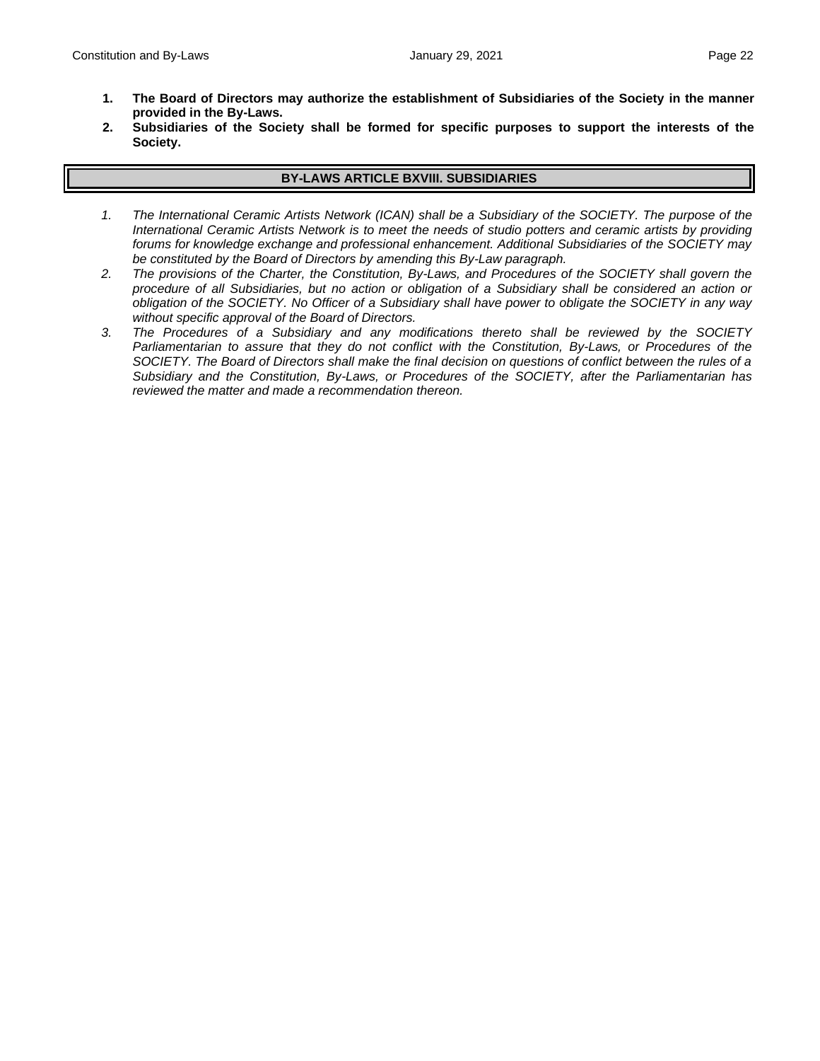1. **The Board of Directors may authorize the establishment of Subsidiaries of the Society in the manner provided in the By-Laws.**
2. **Subsidiaries of the Society shall be formed for specific purposes to support the interests of the Society.**

## BY-LAWS ARTICLE BXVIII. SUBSIDIARIES

1. *The International Ceramic Artists Network (ICAN) shall be a Subsidiary of the SOCIETY. The purpose of the International Ceramic Artists Network is to meet the needs of studio potters and ceramic artists by providing forums for knowledge exchange and professional enhancement. Additional Subsidiaries of the SOCIETY may be constituted by the Board of Directors by amending this By-Law paragraph.*
2. *The provisions of the Charter, the Constitution, By-Laws, and Procedures of the SOCIETY shall govern the procedure of all Subsidiaries, but no action or obligation of a Subsidiary shall be considered an action or obligation of the SOCIETY. No Officer of a Subsidiary shall have power to obligate the SOCIETY in any way without specific approval of the Board of Directors.*
3. *The Procedures of a Subsidiary and any modifications thereto shall be reviewed by the SOCIETY Parliamentarian to assure that they do not conflict with the Constitution, By-Laws, or Procedures of the SOCIETY. The Board of Directors shall make the final decision on questions of conflict between the rules of a Subsidiary and the Constitution, By-Laws, or Procedures of the SOCIETY, after the Parliamentarian has reviewed the matter and made a recommendation thereon.*